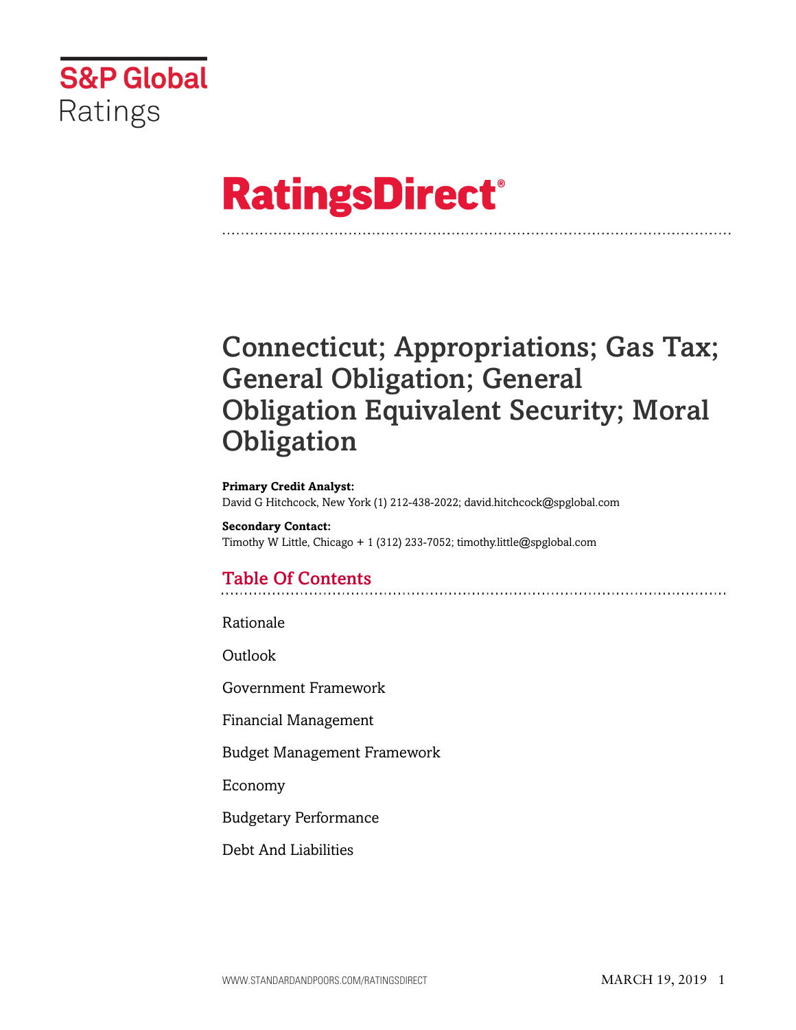S&P Global Ratings

# RatingsDirect®

# Connecticut; Appropriations; Gas Tax; General Obligation; General Obligation Equivalent Security; Moral Obligation

**Primary Credit Analyst:**
David G Hitchcock, New York (1) 212-438-2022; david.hitchcock@spglobal.com

**Secondary Contact:**
Timothy W Little, Chicago + 1 (312) 233-7052; timothy.little@spglobal.com

## Table Of Contents

Rationale

Outlook

Government Framework

Financial Management

Budget Management Framework

Economy

Budgetary Performance

Debt And Liabilities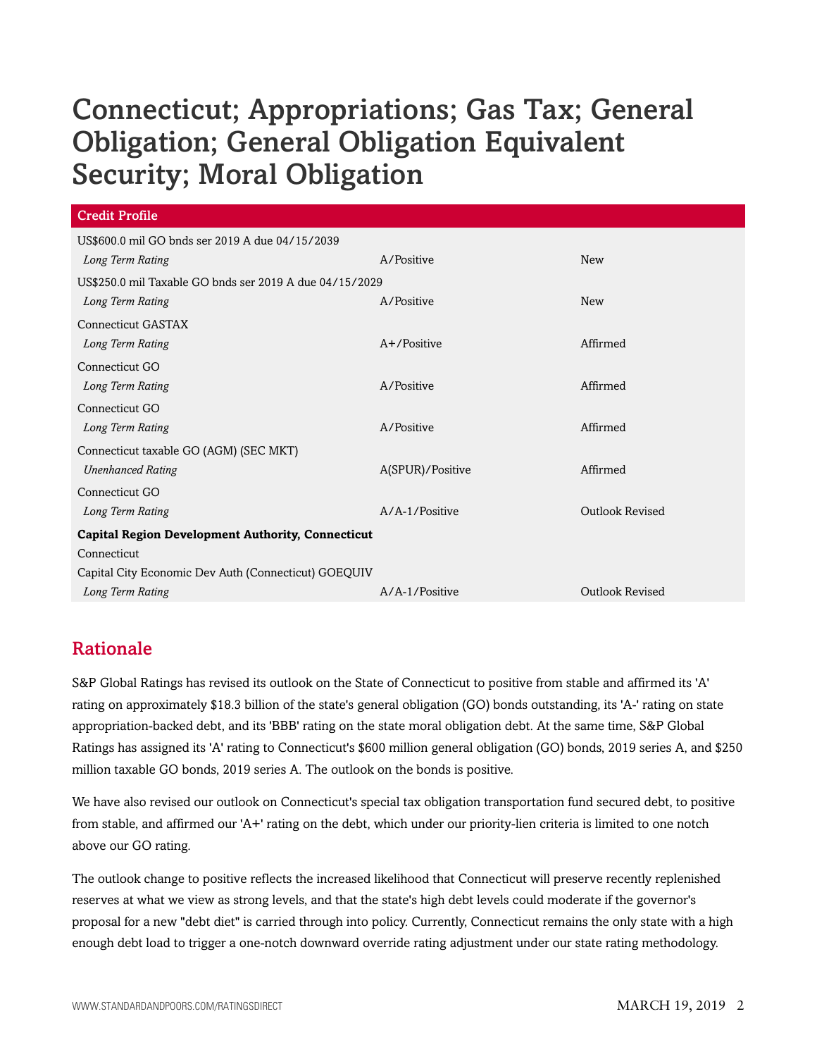# Connecticut; Appropriations; Gas Tax; General Obligation; General Obligation Equivalent Security; Moral Obligation

| Credit Profile | | |
|---|---|---|
| US$600.0 mil GO bnds ser 2019 A due 04/15/2039 | | |
| *Long Term Rating* | A/Positive | New |
| US$250.0 mil Taxable GO bnds ser 2019 A due 04/15/2029 | | |
| *Long Term Rating* | A/Positive | New |
| Connecticut GASTAX | | |
| *Long Term Rating* | A+/Positive | Affirmed |
| Connecticut GO | | |
| *Long Term Rating* | A/Positive | Affirmed |
| Connecticut GO | | |
| *Long Term Rating* | A/Positive | Affirmed |
| Connecticut taxable GO (AGM) (SEC MKT) | | |
| *Unenhanced Rating* | A(SPUR)/Positive | Affirmed |
| Connecticut GO | | |
| *Long Term Rating* | A/A-1/Positive | Outlook Revised |
| **Capital Region Development Authority, Connecticut** | | |
| Connecticut | | |
| Capital City Economic Dev Auth (Connecticut) GOEQUIV | | |
| *Long Term Rating* | A/A-1/Positive | Outlook Revised |

## Rationale

S&P Global Ratings has revised its outlook on the State of Connecticut to positive from stable and affirmed its 'A' rating on approximately $18.3 billion of the state's general obligation (GO) bonds outstanding, its 'A-' rating on state appropriation-backed debt, and its 'BBB' rating on the state moral obligation debt. At the same time, S&P Global Ratings has assigned its 'A' rating to Connecticut's $600 million general obligation (GO) bonds, 2019 series A, and $250 million taxable GO bonds, 2019 series A. The outlook on the bonds is positive.

We have also revised our outlook on Connecticut's special tax obligation transportation fund secured debt, to positive from stable, and affirmed our 'A+' rating on the debt, which under our priority-lien criteria is limited to one notch above our GO rating.

The outlook change to positive reflects the increased likelihood that Connecticut will preserve recently replenished reserves at what we view as strong levels, and that the state's high debt levels could moderate if the governor's proposal for a new "debt diet" is carried through into policy. Currently, Connecticut remains the only state with a high enough debt load to trigger a one-notch downward override rating adjustment under our state rating methodology.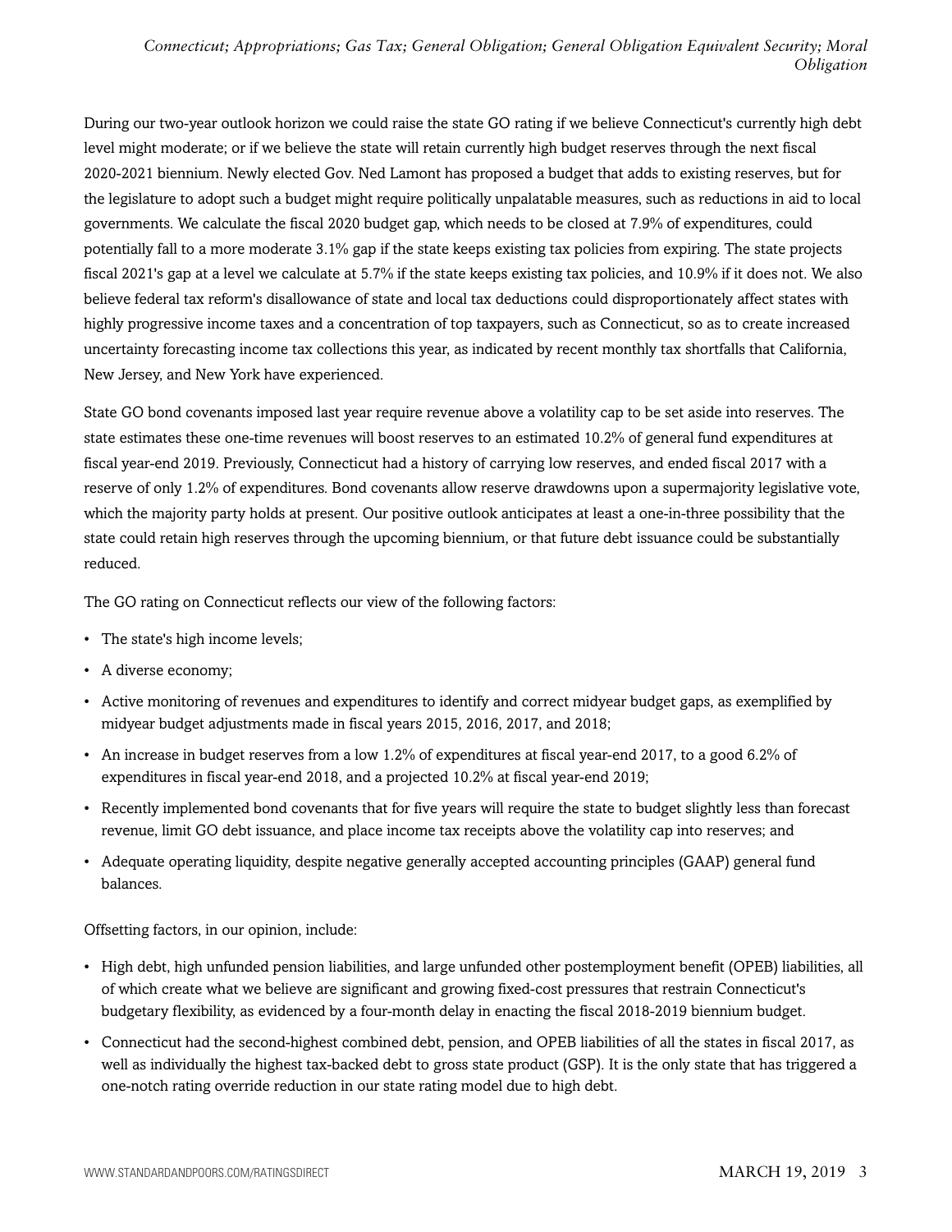During our two-year outlook horizon we could raise the state GO rating if we believe Connecticut's currently high debt level might moderate; or if we believe the state will retain currently high budget reserves through the next fiscal 2020-2021 biennium. Newly elected Gov. Ned Lamont has proposed a budget that adds to existing reserves, but for the legislature to adopt such a budget might require politically unpalatable measures, such as reductions in aid to local governments. We calculate the fiscal 2020 budget gap, which needs to be closed at 7.9% of expenditures, could potentially fall to a more moderate 3.1% gap if the state keeps existing tax policies from expiring. The state projects fiscal 2021's gap at a level we calculate at 5.7% if the state keeps existing tax policies, and 10.9% if it does not. We also believe federal tax reform's disallowance of state and local tax deductions could disproportionately affect states with highly progressive income taxes and a concentration of top taxpayers, such as Connecticut, so as to create increased uncertainty forecasting income tax collections this year, as indicated by recent monthly tax shortfalls that California, New Jersey, and New York have experienced.

State GO bond covenants imposed last year require revenue above a volatility cap to be set aside into reserves. The state estimates these one-time revenues will boost reserves to an estimated 10.2% of general fund expenditures at fiscal year-end 2019. Previously, Connecticut had a history of carrying low reserves, and ended fiscal 2017 with a reserve of only 1.2% of expenditures. Bond covenants allow reserve drawdowns upon a supermajority legislative vote, which the majority party holds at present. Our positive outlook anticipates at least a one-in-three possibility that the state could retain high reserves through the upcoming biennium, or that future debt issuance could be substantially reduced.

The GO rating on Connecticut reflects our view of the following factors:

- The state's high income levels;
- A diverse economy;
- Active monitoring of revenues and expenditures to identify and correct midyear budget gaps, as exemplified by midyear budget adjustments made in fiscal years 2015, 2016, 2017, and 2018;
- An increase in budget reserves from a low 1.2% of expenditures at fiscal year-end 2017, to a good 6.2% of expenditures in fiscal year-end 2018, and a projected 10.2% at fiscal year-end 2019;
- Recently implemented bond covenants that for five years will require the state to budget slightly less than forecast revenue, limit GO debt issuance, and place income tax receipts above the volatility cap into reserves; and
- Adequate operating liquidity, despite negative generally accepted accounting principles (GAAP) general fund balances.

Offsetting factors, in our opinion, include:

- High debt, high unfunded pension liabilities, and large unfunded other postemployment benefit (OPEB) liabilities, all of which create what we believe are significant and growing fixed-cost pressures that restrain Connecticut's budgetary flexibility, as evidenced by a four-month delay in enacting the fiscal 2018-2019 biennium budget.
- Connecticut had the second-highest combined debt, pension, and OPEB liabilities of all the states in fiscal 2017, as well as individually the highest tax-backed debt to gross state product (GSP). It is the only state that has triggered a one-notch rating override reduction in our state rating model due to high debt.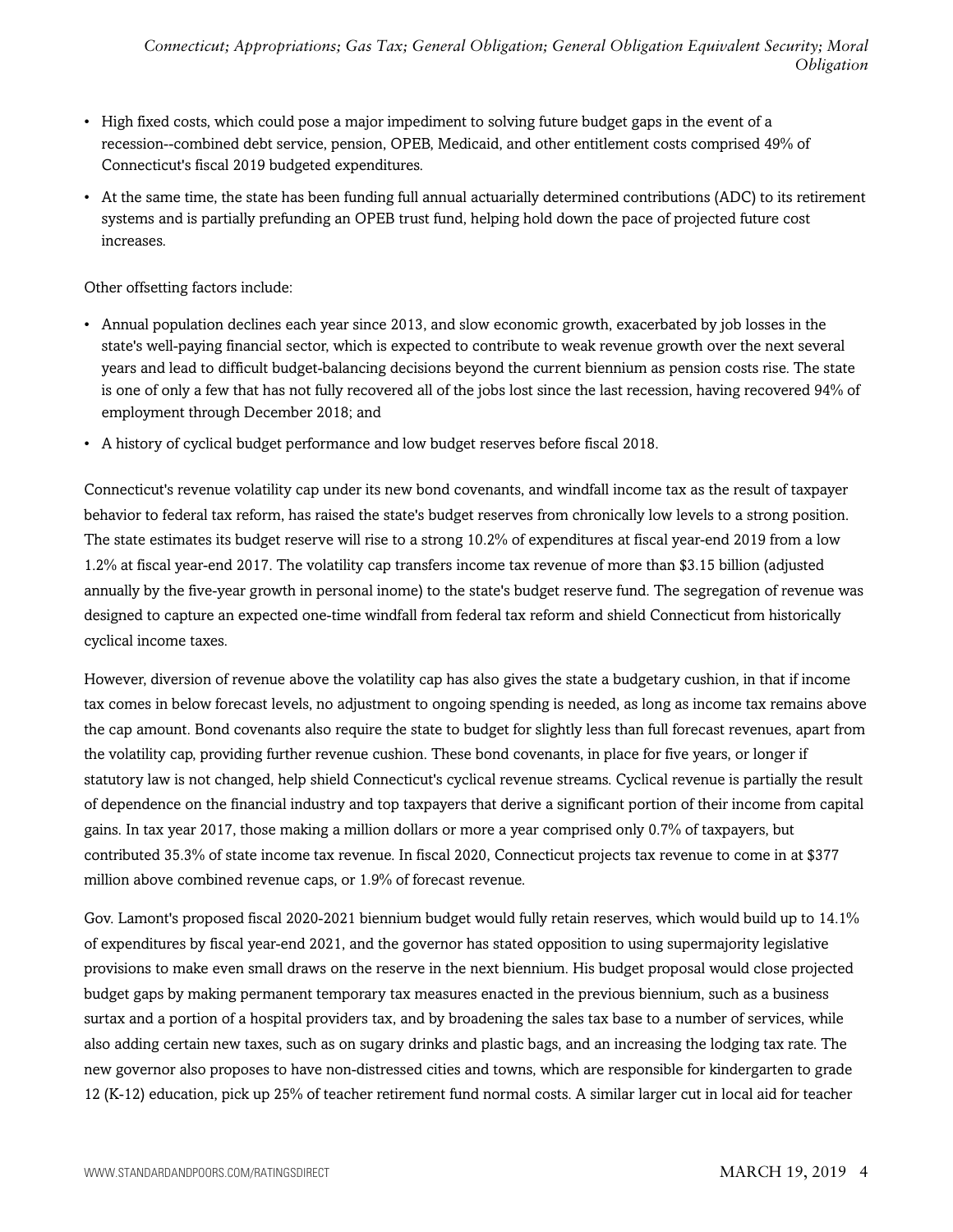- High fixed costs, which could pose a major impediment to solving future budget gaps in the event of a recession--combined debt service, pension, OPEB, Medicaid, and other entitlement costs comprised 49% of Connecticut's fiscal 2019 budgeted expenditures.
- At the same time, the state has been funding full annual actuarially determined contributions (ADC) to its retirement systems and is partially prefunding an OPEB trust fund, helping hold down the pace of projected future cost increases.

Other offsetting factors include:

- Annual population declines each year since 2013, and slow economic growth, exacerbated by job losses in the state's well-paying financial sector, which is expected to contribute to weak revenue growth over the next several years and lead to difficult budget-balancing decisions beyond the current biennium as pension costs rise. The state is one of only a few that has not fully recovered all of the jobs lost since the last recession, having recovered 94% of employment through December 2018; and
- A history of cyclical budget performance and low budget reserves before fiscal 2018.

Connecticut's revenue volatility cap under its new bond covenants, and windfall income tax as the result of taxpayer behavior to federal tax reform, has raised the state's budget reserves from chronically low levels to a strong position. The state estimates its budget reserve will rise to a strong 10.2% of expenditures at fiscal year-end 2019 from a low 1.2% at fiscal year-end 2017. The volatility cap transfers income tax revenue of more than $3.15 billion (adjusted annually by the five-year growth in personal inome) to the state's budget reserve fund. The segregation of revenue was designed to capture an expected one-time windfall from federal tax reform and shield Connecticut from historically cyclical income taxes.

However, diversion of revenue above the volatility cap has also gives the state a budgetary cushion, in that if income tax comes in below forecast levels, no adjustment to ongoing spending is needed, as long as income tax remains above the cap amount. Bond covenants also require the state to budget for slightly less than full forecast revenues, apart from the volatility cap, providing further revenue cushion. These bond covenants, in place for five years, or longer if statutory law is not changed, help shield Connecticut's cyclical revenue streams. Cyclical revenue is partially the result of dependence on the financial industry and top taxpayers that derive a significant portion of their income from capital gains. In tax year 2017, those making a million dollars or more a year comprised only 0.7% of taxpayers, but contributed 35.3% of state income tax revenue. In fiscal 2020, Connecticut projects tax revenue to come in at $377 million above combined revenue caps, or 1.9% of forecast revenue.

Gov. Lamont's proposed fiscal 2020-2021 biennium budget would fully retain reserves, which would build up to 14.1% of expenditures by fiscal year-end 2021, and the governor has stated opposition to using supermajority legislative provisions to make even small draws on the reserve in the next biennium. His budget proposal would close projected budget gaps by making permanent temporary tax measures enacted in the previous biennium, such as a business surtax and a portion of a hospital providers tax, and by broadening the sales tax base to a number of services, while also adding certain new taxes, such as on sugary drinks and plastic bags, and an increasing the lodging tax rate. The new governor also proposes to have non-distressed cities and towns, which are responsible for kindergarten to grade 12 (K-12) education, pick up 25% of teacher retirement fund normal costs. A similar larger cut in local aid for teacher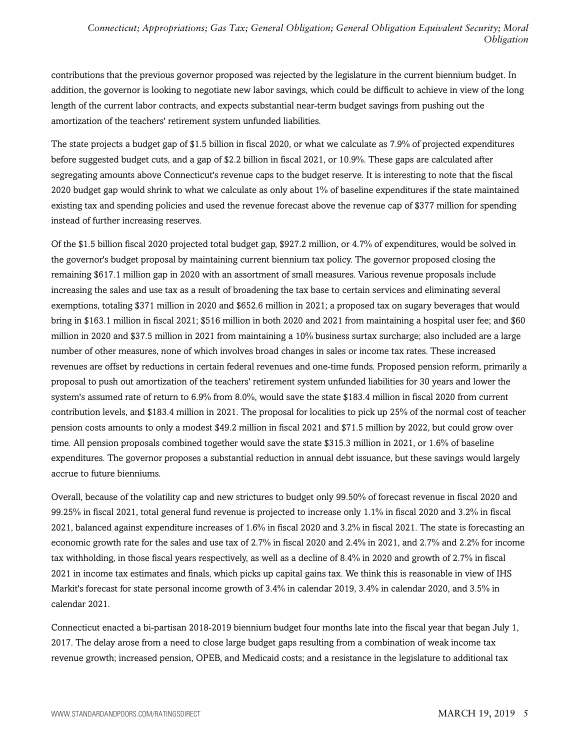contributions that the previous governor proposed was rejected by the legislature in the current biennium budget. In addition, the governor is looking to negotiate new labor savings, which could be difficult to achieve in view of the long length of the current labor contracts, and expects substantial near-term budget savings from pushing out the amortization of the teachers' retirement system unfunded liabilities.

The state projects a budget gap of $1.5 billion in fiscal 2020, or what we calculate as 7.9% of projected expenditures before suggested budget cuts, and a gap of $2.2 billion in fiscal 2021, or 10.9%. These gaps are calculated after segregating amounts above Connecticut's revenue caps to the budget reserve. It is interesting to note that the fiscal 2020 budget gap would shrink to what we calculate as only about 1% of baseline expenditures if the state maintained existing tax and spending policies and used the revenue forecast above the revenue cap of $377 million for spending instead of further increasing reserves.

Of the $1.5 billion fiscal 2020 projected total budget gap, $927.2 million, or 4.7% of expenditures, would be solved in the governor's budget proposal by maintaining current biennium tax policy. The governor proposed closing the remaining $617.1 million gap in 2020 with an assortment of small measures. Various revenue proposals include increasing the sales and use tax as a result of broadening the tax base to certain services and eliminating several exemptions, totaling $371 million in 2020 and $652.6 million in 2021; a proposed tax on sugary beverages that would bring in $163.1 million in fiscal 2021; $516 million in both 2020 and 2021 from maintaining a hospital user fee; and $60 million in 2020 and $37.5 million in 2021 from maintaining a 10% business surtax surcharge; also included are a large number of other measures, none of which involves broad changes in sales or income tax rates. These increased revenues are offset by reductions in certain federal revenues and one-time funds. Proposed pension reform, primarily a proposal to push out amortization of the teachers' retirement system unfunded liabilities for 30 years and lower the system's assumed rate of return to 6.9% from 8.0%, would save the state $183.4 million in fiscal 2020 from current contribution levels, and $183.4 million in 2021. The proposal for localities to pick up 25% of the normal cost of teacher pension costs amounts to only a modest $49.2 million in fiscal 2021 and $71.5 million by 2022, but could grow over time. All pension proposals combined together would save the state $315.3 million in 2021, or 1.6% of baseline expenditures. The governor proposes a substantial reduction in annual debt issuance, but these savings would largely accrue to future bienniums.

Overall, because of the volatility cap and new strictures to budget only 99.50% of forecast revenue in fiscal 2020 and 99.25% in fiscal 2021, total general fund revenue is projected to increase only 1.1% in fiscal 2020 and 3.2% in fiscal 2021, balanced against expenditure increases of 1.6% in fiscal 2020 and 3.2% in fiscal 2021. The state is forecasting an economic growth rate for the sales and use tax of 2.7% in fiscal 2020 and 2.4% in 2021, and 2.7% and 2.2% for income tax withholding, in those fiscal years respectively, as well as a decline of 8.4% in 2020 and growth of 2.7% in fiscal 2021 in income tax estimates and finals, which picks up capital gains tax. We think this is reasonable in view of IHS Markit's forecast for state personal income growth of 3.4% in calendar 2019, 3.4% in calendar 2020, and 3.5% in calendar 2021.

Connecticut enacted a bi-partisan 2018-2019 biennium budget four months late into the fiscal year that began July 1, 2017. The delay arose from a need to close large budget gaps resulting from a combination of weak income tax revenue growth; increased pension, OPEB, and Medicaid costs; and a resistance in the legislature to additional tax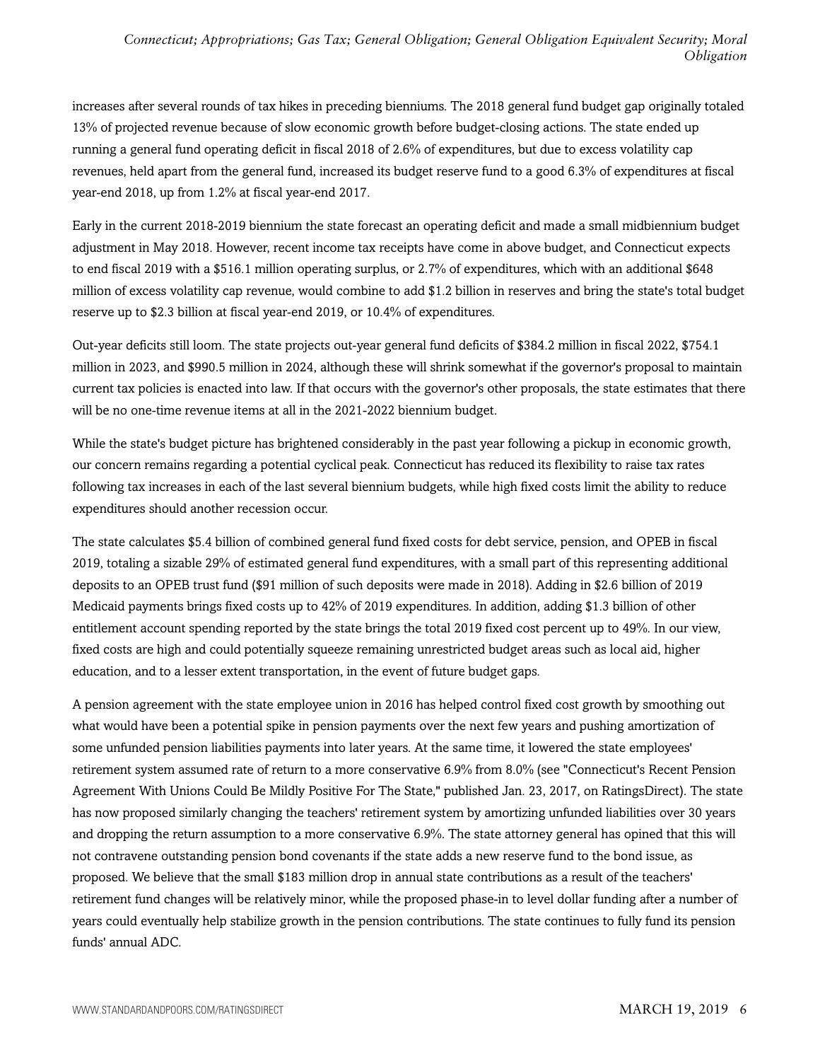increases after several rounds of tax hikes in preceding bienniums. The 2018 general fund budget gap originally totaled 13% of projected revenue because of slow economic growth before budget-closing actions. The state ended up running a general fund operating deficit in fiscal 2018 of 2.6% of expenditures, but due to excess volatility cap revenues, held apart from the general fund, increased its budget reserve fund to a good 6.3% of expenditures at fiscal year-end 2018, up from 1.2% at fiscal year-end 2017.

Early in the current 2018-2019 biennium the state forecast an operating deficit and made a small midbiennium budget adjustment in May 2018. However, recent income tax receipts have come in above budget, and Connecticut expects to end fiscal 2019 with a $516.1 million operating surplus, or 2.7% of expenditures, which with an additional $648 million of excess volatility cap revenue, would combine to add $1.2 billion in reserves and bring the state's total budget reserve up to $2.3 billion at fiscal year-end 2019, or 10.4% of expenditures.

Out-year deficits still loom. The state projects out-year general fund deficits of $384.2 million in fiscal 2022, $754.1 million in 2023, and $990.5 million in 2024, although these will shrink somewhat if the governor's proposal to maintain current tax policies is enacted into law. If that occurs with the governor's other proposals, the state estimates that there will be no one-time revenue items at all in the 2021-2022 biennium budget.

While the state's budget picture has brightened considerably in the past year following a pickup in economic growth, our concern remains regarding a potential cyclical peak. Connecticut has reduced its flexibility to raise tax rates following tax increases in each of the last several biennium budgets, while high fixed costs limit the ability to reduce expenditures should another recession occur.

The state calculates $5.4 billion of combined general fund fixed costs for debt service, pension, and OPEB in fiscal 2019, totaling a sizable 29% of estimated general fund expenditures, with a small part of this representing additional deposits to an OPEB trust fund ($91 million of such deposits were made in 2018). Adding in $2.6 billion of 2019 Medicaid payments brings fixed costs up to 42% of 2019 expenditures. In addition, adding $1.3 billion of other entitlement account spending reported by the state brings the total 2019 fixed cost percent up to 49%. In our view, fixed costs are high and could potentially squeeze remaining unrestricted budget areas such as local aid, higher education, and to a lesser extent transportation, in the event of future budget gaps.

A pension agreement with the state employee union in 2016 has helped control fixed cost growth by smoothing out what would have been a potential spike in pension payments over the next few years and pushing amortization of some unfunded pension liabilities payments into later years. At the same time, it lowered the state employees' retirement system assumed rate of return to a more conservative 6.9% from 8.0% (see "Connecticut's Recent Pension Agreement With Unions Could Be Mildly Positive For The State," published Jan. 23, 2017, on RatingsDirect). The state has now proposed similarly changing the teachers' retirement system by amortizing unfunded liabilities over 30 years and dropping the return assumption to a more conservative 6.9%. The state attorney general has opined that this will not contravene outstanding pension bond covenants if the state adds a new reserve fund to the bond issue, as proposed. We believe that the small $183 million drop in annual state contributions as a result of the teachers' retirement fund changes will be relatively minor, while the proposed phase-in to level dollar funding after a number of years could eventually help stabilize growth in the pension contributions. The state continues to fully fund its pension funds' annual ADC.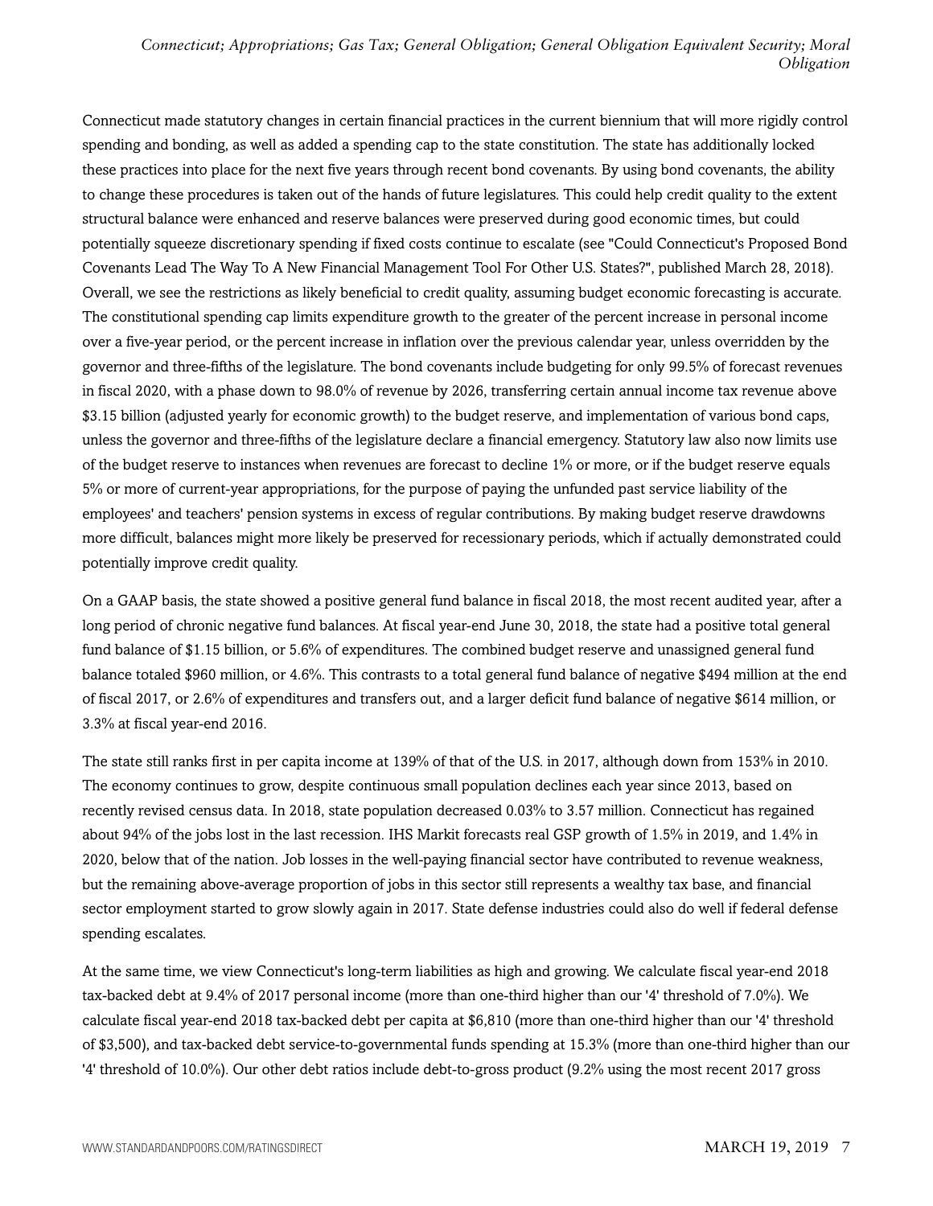Connecticut made statutory changes in certain financial practices in the current biennium that will more rigidly control spending and bonding, as well as added a spending cap to the state constitution. The state has additionally locked these practices into place for the next five years through recent bond covenants. By using bond covenants, the ability to change these procedures is taken out of the hands of future legislatures. This could help credit quality to the extent structural balance were enhanced and reserve balances were preserved during good economic times, but could potentially squeeze discretionary spending if fixed costs continue to escalate (see "Could Connecticut's Proposed Bond Covenants Lead The Way To A New Financial Management Tool For Other U.S. States?", published March 28, 2018). Overall, we see the restrictions as likely beneficial to credit quality, assuming budget economic forecasting is accurate. The constitutional spending cap limits expenditure growth to the greater of the percent increase in personal income over a five-year period, or the percent increase in inflation over the previous calendar year, unless overridden by the governor and three-fifths of the legislature. The bond covenants include budgeting for only 99.5% of forecast revenues in fiscal 2020, with a phase down to 98.0% of revenue by 2026, transferring certain annual income tax revenue above $3.15 billion (adjusted yearly for economic growth) to the budget reserve, and implementation of various bond caps, unless the governor and three-fifths of the legislature declare a financial emergency. Statutory law also now limits use of the budget reserve to instances when revenues are forecast to decline 1% or more, or if the budget reserve equals 5% or more of current-year appropriations, for the purpose of paying the unfunded past service liability of the employees' and teachers' pension systems in excess of regular contributions. By making budget reserve drawdowns more difficult, balances might more likely be preserved for recessionary periods, which if actually demonstrated could potentially improve credit quality.

On a GAAP basis, the state showed a positive general fund balance in fiscal 2018, the most recent audited year, after a long period of chronic negative fund balances. At fiscal year-end June 30, 2018, the state had a positive total general fund balance of $1.15 billion, or 5.6% of expenditures. The combined budget reserve and unassigned general fund balance totaled $960 million, or 4.6%. This contrasts to a total general fund balance of negative $494 million at the end of fiscal 2017, or 2.6% of expenditures and transfers out, and a larger deficit fund balance of negative $614 million, or 3.3% at fiscal year-end 2016.

The state still ranks first in per capita income at 139% of that of the U.S. in 2017, although down from 153% in 2010. The economy continues to grow, despite continuous small population declines each year since 2013, based on recently revised census data. In 2018, state population decreased 0.03% to 3.57 million. Connecticut has regained about 94% of the jobs lost in the last recession. IHS Markit forecasts real GSP growth of 1.5% in 2019, and 1.4% in 2020, below that of the nation. Job losses in the well-paying financial sector have contributed to revenue weakness, but the remaining above-average proportion of jobs in this sector still represents a wealthy tax base, and financial sector employment started to grow slowly again in 2017. State defense industries could also do well if federal defense spending escalates.

At the same time, we view Connecticut's long-term liabilities as high and growing. We calculate fiscal year-end 2018 tax-backed debt at 9.4% of 2017 personal income (more than one-third higher than our '4' threshold of 7.0%). We calculate fiscal year-end 2018 tax-backed debt per capita at $6,810 (more than one-third higher than our '4' threshold of $3,500), and tax-backed debt service-to-governmental funds spending at 15.3% (more than one-third higher than our '4' threshold of 10.0%). Our other debt ratios include debt-to-gross product (9.2% using the most recent 2017 gross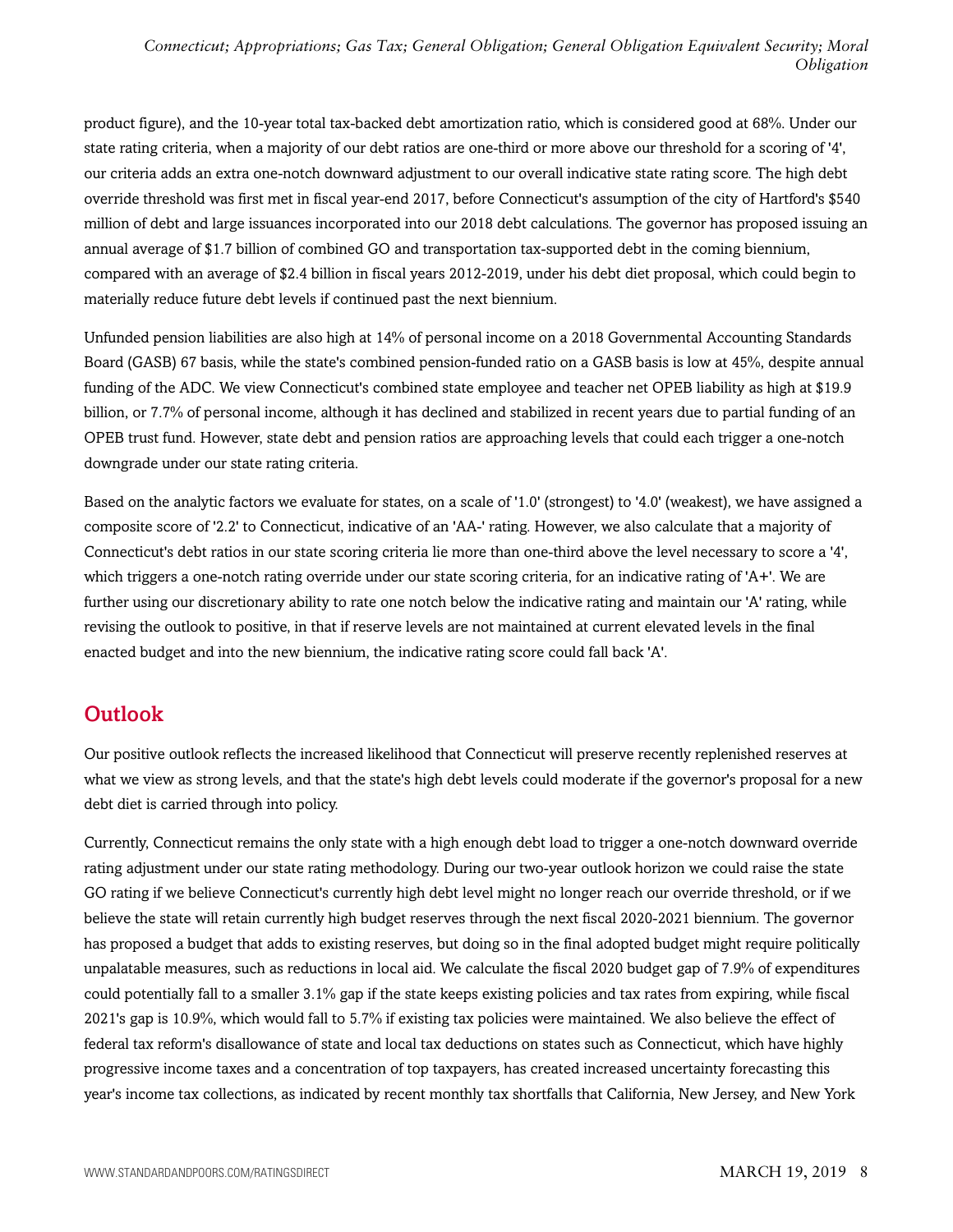product figure), and the 10-year total tax-backed debt amortization ratio, which is considered good at 68%. Under our state rating criteria, when a majority of our debt ratios are one-third or more above our threshold for a scoring of '4', our criteria adds an extra one-notch downward adjustment to our overall indicative state rating score. The high debt override threshold was first met in fiscal year-end 2017, before Connecticut's assumption of the city of Hartford's $540 million of debt and large issuances incorporated into our 2018 debt calculations. The governor has proposed issuing an annual average of $1.7 billion of combined GO and transportation tax-supported debt in the coming biennium, compared with an average of $2.4 billion in fiscal years 2012-2019, under his debt diet proposal, which could begin to materially reduce future debt levels if continued past the next biennium.

Unfunded pension liabilities are also high at 14% of personal income on a 2018 Governmental Accounting Standards Board (GASB) 67 basis, while the state's combined pension-funded ratio on a GASB basis is low at 45%, despite annual funding of the ADC. We view Connecticut's combined state employee and teacher net OPEB liability as high at $19.9 billion, or 7.7% of personal income, although it has declined and stabilized in recent years due to partial funding of an OPEB trust fund. However, state debt and pension ratios are approaching levels that could each trigger a one-notch downgrade under our state rating criteria.

Based on the analytic factors we evaluate for states, on a scale of '1.0' (strongest) to '4.0' (weakest), we have assigned a composite score of '2.2' to Connecticut, indicative of an 'AA-' rating. However, we also calculate that a majority of Connecticut's debt ratios in our state scoring criteria lie more than one-third above the level necessary to score a '4', which triggers a one-notch rating override under our state scoring criteria, for an indicative rating of 'A+'. We are further using our discretionary ability to rate one notch below the indicative rating and maintain our 'A' rating, while revising the outlook to positive, in that if reserve levels are not maintained at current elevated levels in the final enacted budget and into the new biennium, the indicative rating score could fall back 'A'.

## Outlook

Our positive outlook reflects the increased likelihood that Connecticut will preserve recently replenished reserves at what we view as strong levels, and that the state's high debt levels could moderate if the governor's proposal for a new debt diet is carried through into policy.

Currently, Connecticut remains the only state with a high enough debt load to trigger a one-notch downward override rating adjustment under our state rating methodology. During our two-year outlook horizon we could raise the state GO rating if we believe Connecticut's currently high debt level might no longer reach our override threshold, or if we believe the state will retain currently high budget reserves through the next fiscal 2020-2021 biennium. The governor has proposed a budget that adds to existing reserves, but doing so in the final adopted budget might require politically unpalatable measures, such as reductions in local aid. We calculate the fiscal 2020 budget gap of 7.9% of expenditures could potentially fall to a smaller 3.1% gap if the state keeps existing policies and tax rates from expiring, while fiscal 2021's gap is 10.9%, which would fall to 5.7% if existing tax policies were maintained. We also believe the effect of federal tax reform's disallowance of state and local tax deductions on states such as Connecticut, which have highly progressive income taxes and a concentration of top taxpayers, has created increased uncertainty forecasting this year's income tax collections, as indicated by recent monthly tax shortfalls that California, New Jersey, and New York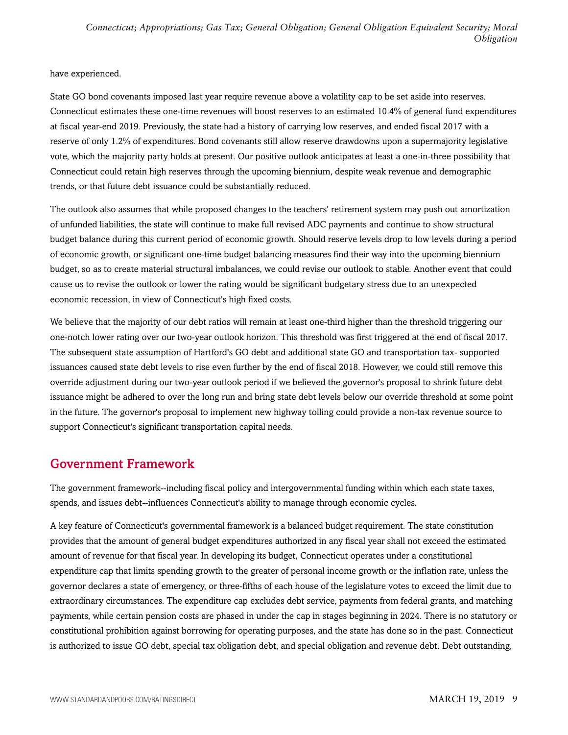have experienced.

State GO bond covenants imposed last year require revenue above a volatility cap to be set aside into reserves. Connecticut estimates these one-time revenues will boost reserves to an estimated 10.4% of general fund expenditures at fiscal year-end 2019. Previously, the state had a history of carrying low reserves, and ended fiscal 2017 with a reserve of only 1.2% of expenditures. Bond covenants still allow reserve drawdowns upon a supermajority legislative vote, which the majority party holds at present. Our positive outlook anticipates at least a one-in-three possibility that Connecticut could retain high reserves through the upcoming biennium, despite weak revenue and demographic trends, or that future debt issuance could be substantially reduced.

The outlook also assumes that while proposed changes to the teachers' retirement system may push out amortization of unfunded liabilities, the state will continue to make full revised ADC payments and continue to show structural budget balance during this current period of economic growth. Should reserve levels drop to low levels during a period of economic growth, or significant one-time budget balancing measures find their way into the upcoming biennium budget, so as to create material structural imbalances, we could revise our outlook to stable. Another event that could cause us to revise the outlook or lower the rating would be significant budgetary stress due to an unexpected economic recession, in view of Connecticut's high fixed costs.

We believe that the majority of our debt ratios will remain at least one-third higher than the threshold triggering our one-notch lower rating over our two-year outlook horizon. This threshold was first triggered at the end of fiscal 2017. The subsequent state assumption of Hartford's GO debt and additional state GO and transportation tax- supported issuances caused state debt levels to rise even further by the end of fiscal 2018. However, we could still remove this override adjustment during our two-year outlook period if we believed the governor's proposal to shrink future debt issuance might be adhered to over the long run and bring state debt levels below our override threshold at some point in the future. The governor's proposal to implement new highway tolling could provide a non-tax revenue source to support Connecticut's significant transportation capital needs.

## Government Framework

The government framework--including fiscal policy and intergovernmental funding within which each state taxes, spends, and issues debt--influences Connecticut's ability to manage through economic cycles.

A key feature of Connecticut's governmental framework is a balanced budget requirement. The state constitution provides that the amount of general budget expenditures authorized in any fiscal year shall not exceed the estimated amount of revenue for that fiscal year. In developing its budget, Connecticut operates under a constitutional expenditure cap that limits spending growth to the greater of personal income growth or the inflation rate, unless the governor declares a state of emergency, or three-fifths of each house of the legislature votes to exceed the limit due to extraordinary circumstances. The expenditure cap excludes debt service, payments from federal grants, and matching payments, while certain pension costs are phased in under the cap in stages beginning in 2024. There is no statutory or constitutional prohibition against borrowing for operating purposes, and the state has done so in the past. Connecticut is authorized to issue GO debt, special tax obligation debt, and special obligation and revenue debt. Debt outstanding,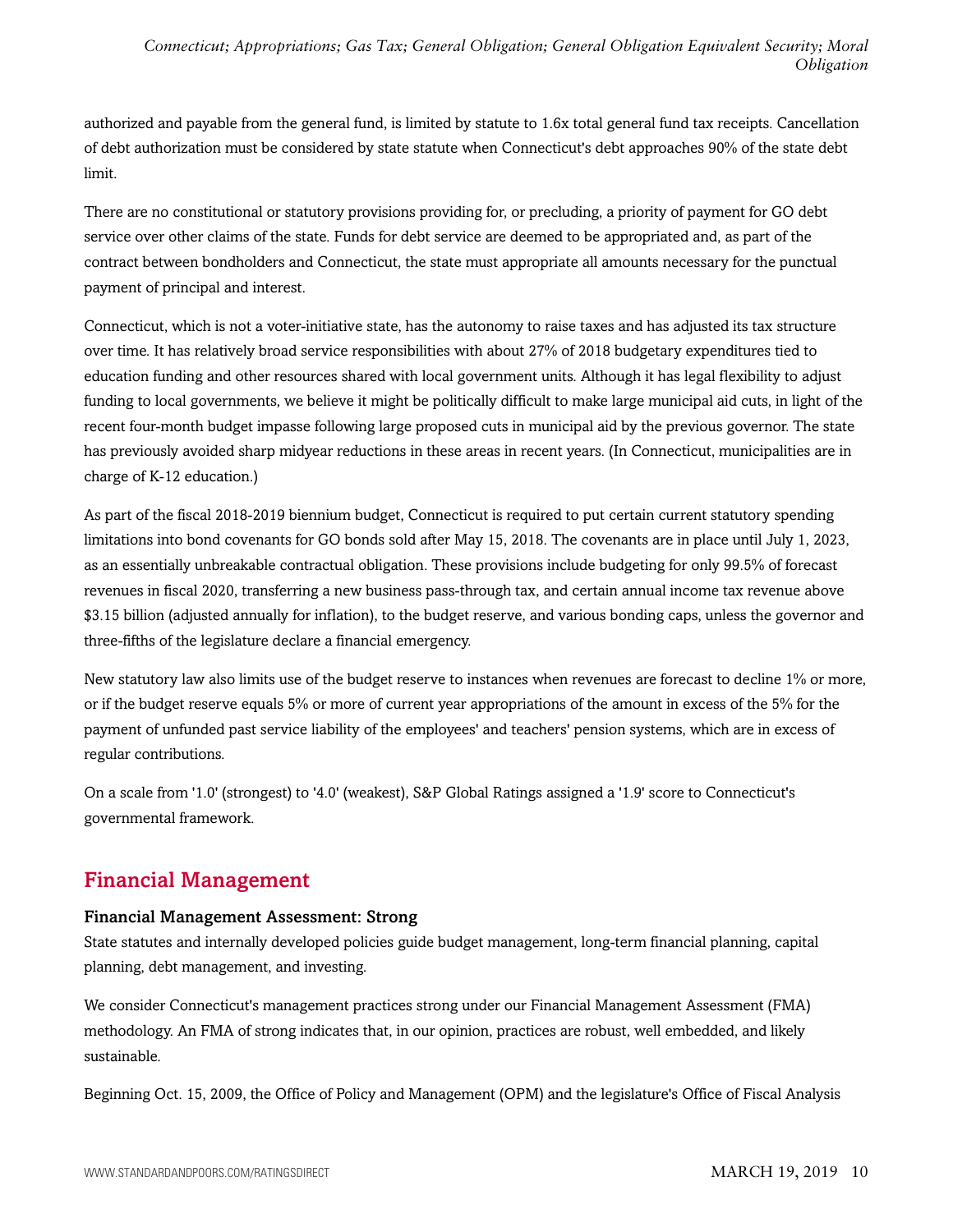authorized and payable from the general fund, is limited by statute to 1.6x total general fund tax receipts. Cancellation of debt authorization must be considered by state statute when Connecticut's debt approaches 90% of the state debt limit.

There are no constitutional or statutory provisions providing for, or precluding, a priority of payment for GO debt service over other claims of the state. Funds for debt service are deemed to be appropriated and, as part of the contract between bondholders and Connecticut, the state must appropriate all amounts necessary for the punctual payment of principal and interest.

Connecticut, which is not a voter-initiative state, has the autonomy to raise taxes and has adjusted its tax structure over time. It has relatively broad service responsibilities with about 27% of 2018 budgetary expenditures tied to education funding and other resources shared with local government units. Although it has legal flexibility to adjust funding to local governments, we believe it might be politically difficult to make large municipal aid cuts, in light of the recent four-month budget impasse following large proposed cuts in municipal aid by the previous governor. The state has previously avoided sharp midyear reductions in these areas in recent years. (In Connecticut, municipalities are in charge of K-12 education.)

As part of the fiscal 2018-2019 biennium budget, Connecticut is required to put certain current statutory spending limitations into bond covenants for GO bonds sold after May 15, 2018. The covenants are in place until July 1, 2023, as an essentially unbreakable contractual obligation. These provisions include budgeting for only 99.5% of forecast revenues in fiscal 2020, transferring a new business pass-through tax, and certain annual income tax revenue above $3.15 billion (adjusted annually for inflation), to the budget reserve, and various bonding caps, unless the governor and three-fifths of the legislature declare a financial emergency.

New statutory law also limits use of the budget reserve to instances when revenues are forecast to decline 1% or more, or if the budget reserve equals 5% or more of current year appropriations of the amount in excess of the 5% for the payment of unfunded past service liability of the employees' and teachers' pension systems, which are in excess of regular contributions.

On a scale from '1.0' (strongest) to '4.0' (weakest), S&P Global Ratings assigned a '1.9' score to Connecticut's governmental framework.

## Financial Management

### Financial Management Assessment: Strong

State statutes and internally developed policies guide budget management, long-term financial planning, capital planning, debt management, and investing.

We consider Connecticut's management practices strong under our Financial Management Assessment (FMA) methodology. An FMA of strong indicates that, in our opinion, practices are robust, well embedded, and likely sustainable.

Beginning Oct. 15, 2009, the Office of Policy and Management (OPM) and the legislature's Office of Fiscal Analysis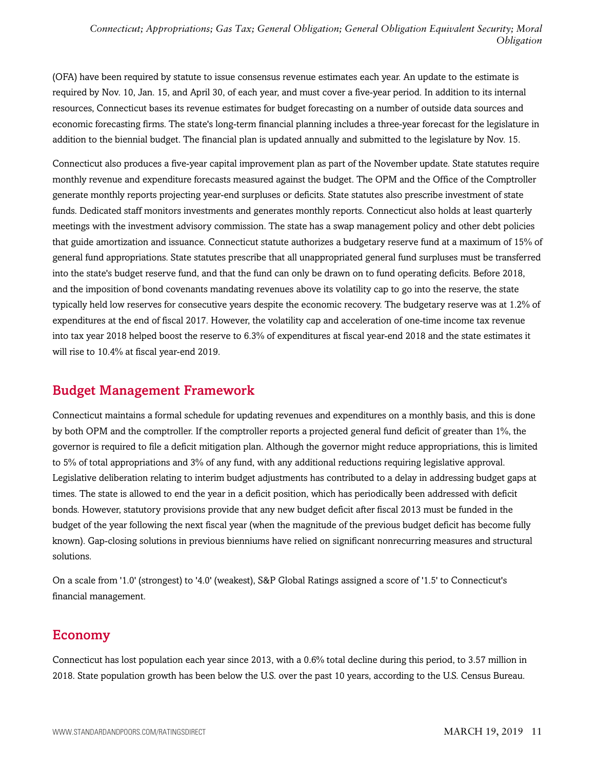(OFA) have been required by statute to issue consensus revenue estimates each year. An update to the estimate is required by Nov. 10, Jan. 15, and April 30, of each year, and must cover a five-year period. In addition to its internal resources, Connecticut bases its revenue estimates for budget forecasting on a number of outside data sources and economic forecasting firms. The state's long-term financial planning includes a three-year forecast for the legislature in addition to the biennial budget. The financial plan is updated annually and submitted to the legislature by Nov. 15.

Connecticut also produces a five-year capital improvement plan as part of the November update. State statutes require monthly revenue and expenditure forecasts measured against the budget. The OPM and the Office of the Comptroller generate monthly reports projecting year-end surpluses or deficits. State statutes also prescribe investment of state funds. Dedicated staff monitors investments and generates monthly reports. Connecticut also holds at least quarterly meetings with the investment advisory commission. The state has a swap management policy and other debt policies that guide amortization and issuance. Connecticut statute authorizes a budgetary reserve fund at a maximum of 15% of general fund appropriations. State statutes prescribe that all unappropriated general fund surpluses must be transferred into the state's budget reserve fund, and that the fund can only be drawn on to fund operating deficits. Before 2018, and the imposition of bond covenants mandating revenues above its volatility cap to go into the reserve, the state typically held low reserves for consecutive years despite the economic recovery. The budgetary reserve was at 1.2% of expenditures at the end of fiscal 2017. However, the volatility cap and acceleration of one-time income tax revenue into tax year 2018 helped boost the reserve to 6.3% of expenditures at fiscal year-end 2018 and the state estimates it will rise to 10.4% at fiscal year-end 2019.

## Budget Management Framework

Connecticut maintains a formal schedule for updating revenues and expenditures on a monthly basis, and this is done by both OPM and the comptroller. If the comptroller reports a projected general fund deficit of greater than 1%, the governor is required to file a deficit mitigation plan. Although the governor might reduce appropriations, this is limited to 5% of total appropriations and 3% of any fund, with any additional reductions requiring legislative approval. Legislative deliberation relating to interim budget adjustments has contributed to a delay in addressing budget gaps at times. The state is allowed to end the year in a deficit position, which has periodically been addressed with deficit bonds. However, statutory provisions provide that any new budget deficit after fiscal 2013 must be funded in the budget of the year following the next fiscal year (when the magnitude of the previous budget deficit has become fully known). Gap-closing solutions in previous bienniums have relied on significant nonrecurring measures and structural solutions.

On a scale from '1.0' (strongest) to '4.0' (weakest), S&P Global Ratings assigned a score of '1.5' to Connecticut's financial management.

## Economy

Connecticut has lost population each year since 2013, with a 0.6% total decline during this period, to 3.57 million in 2018. State population growth has been below the U.S. over the past 10 years, according to the U.S. Census Bureau.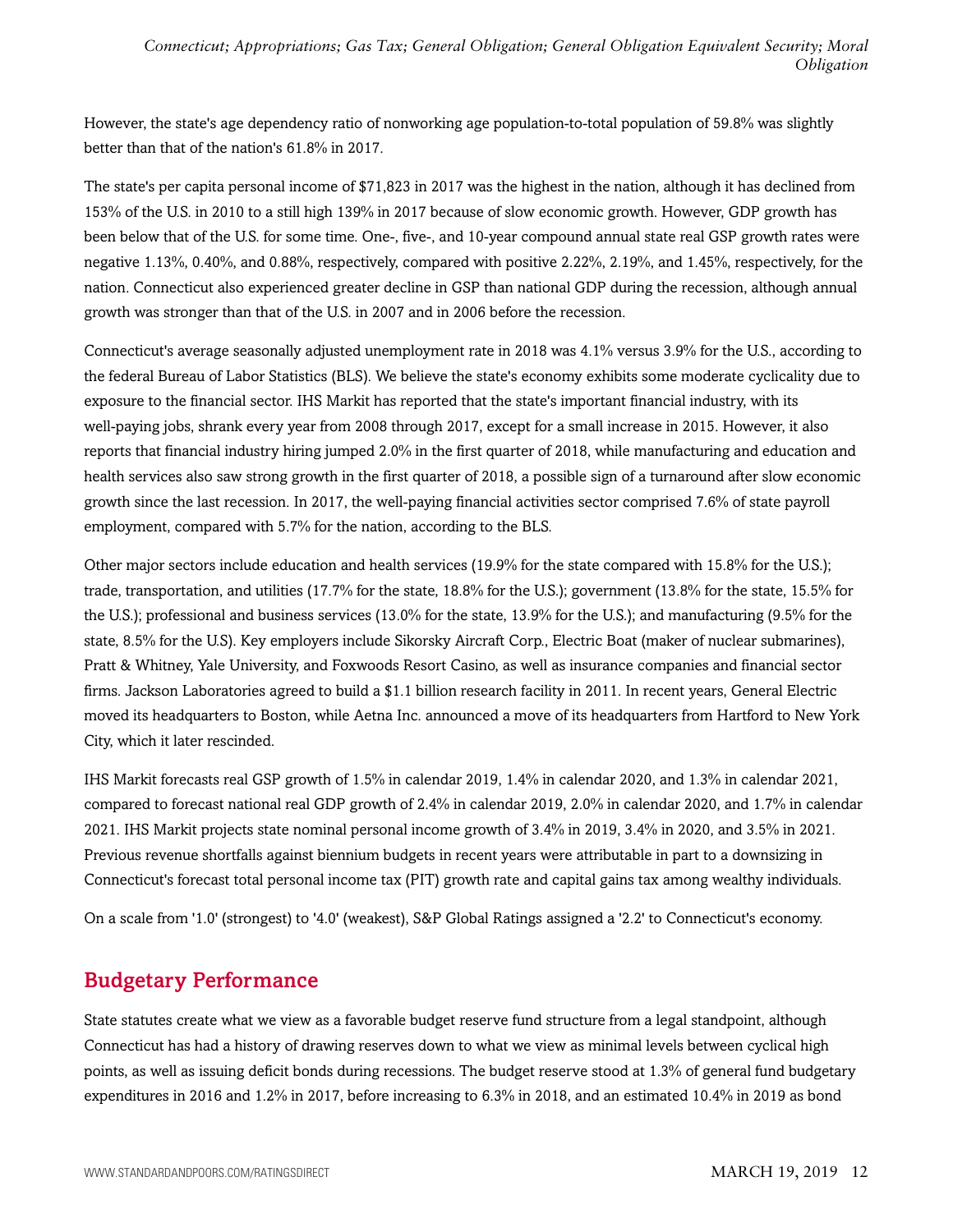However, the state's age dependency ratio of nonworking age population-to-total population of 59.8% was slightly better than that of the nation's 61.8% in 2017.

The state's per capita personal income of $71,823 in 2017 was the highest in the nation, although it has declined from 153% of the U.S. in 2010 to a still high 139% in 2017 because of slow economic growth. However, GDP growth has been below that of the U.S. for some time. One-, five-, and 10-year compound annual state real GSP growth rates were negative 1.13%, 0.40%, and 0.88%, respectively, compared with positive 2.22%, 2.19%, and 1.45%, respectively, for the nation. Connecticut also experienced greater decline in GSP than national GDP during the recession, although annual growth was stronger than that of the U.S. in 2007 and in 2006 before the recession.

Connecticut's average seasonally adjusted unemployment rate in 2018 was 4.1% versus 3.9% for the U.S., according to the federal Bureau of Labor Statistics (BLS). We believe the state's economy exhibits some moderate cyclicality due to exposure to the financial sector. IHS Markit has reported that the state's important financial industry, with its well-paying jobs, shrank every year from 2008 through 2017, except for a small increase in 2015. However, it also reports that financial industry hiring jumped 2.0% in the first quarter of 2018, while manufacturing and education and health services also saw strong growth in the first quarter of 2018, a possible sign of a turnaround after slow economic growth since the last recession. In 2017, the well-paying financial activities sector comprised 7.6% of state payroll employment, compared with 5.7% for the nation, according to the BLS.

Other major sectors include education and health services (19.9% for the state compared with 15.8% for the U.S.); trade, transportation, and utilities (17.7% for the state, 18.8% for the U.S.); government (13.8% for the state, 15.5% for the U.S.); professional and business services (13.0% for the state, 13.9% for the U.S.); and manufacturing (9.5% for the state, 8.5% for the U.S). Key employers include Sikorsky Aircraft Corp., Electric Boat (maker of nuclear submarines), Pratt & Whitney, Yale University, and Foxwoods Resort Casino, as well as insurance companies and financial sector firms. Jackson Laboratories agreed to build a $1.1 billion research facility in 2011. In recent years, General Electric moved its headquarters to Boston, while Aetna Inc. announced a move of its headquarters from Hartford to New York City, which it later rescinded.

IHS Markit forecasts real GSP growth of 1.5% in calendar 2019, 1.4% in calendar 2020, and 1.3% in calendar 2021, compared to forecast national real GDP growth of 2.4% in calendar 2019, 2.0% in calendar 2020, and 1.7% in calendar 2021. IHS Markit projects state nominal personal income growth of 3.4% in 2019, 3.4% in 2020, and 3.5% in 2021. Previous revenue shortfalls against biennium budgets in recent years were attributable in part to a downsizing in Connecticut's forecast total personal income tax (PIT) growth rate and capital gains tax among wealthy individuals.

On a scale from '1.0' (strongest) to '4.0' (weakest), S&P Global Ratings assigned a '2.2' to Connecticut's economy.

## Budgetary Performance

State statutes create what we view as a favorable budget reserve fund structure from a legal standpoint, although Connecticut has had a history of drawing reserves down to what we view as minimal levels between cyclical high points, as well as issuing deficit bonds during recessions. The budget reserve stood at 1.3% of general fund budgetary expenditures in 2016 and 1.2% in 2017, before increasing to 6.3% in 2018, and an estimated 10.4% in 2019 as bond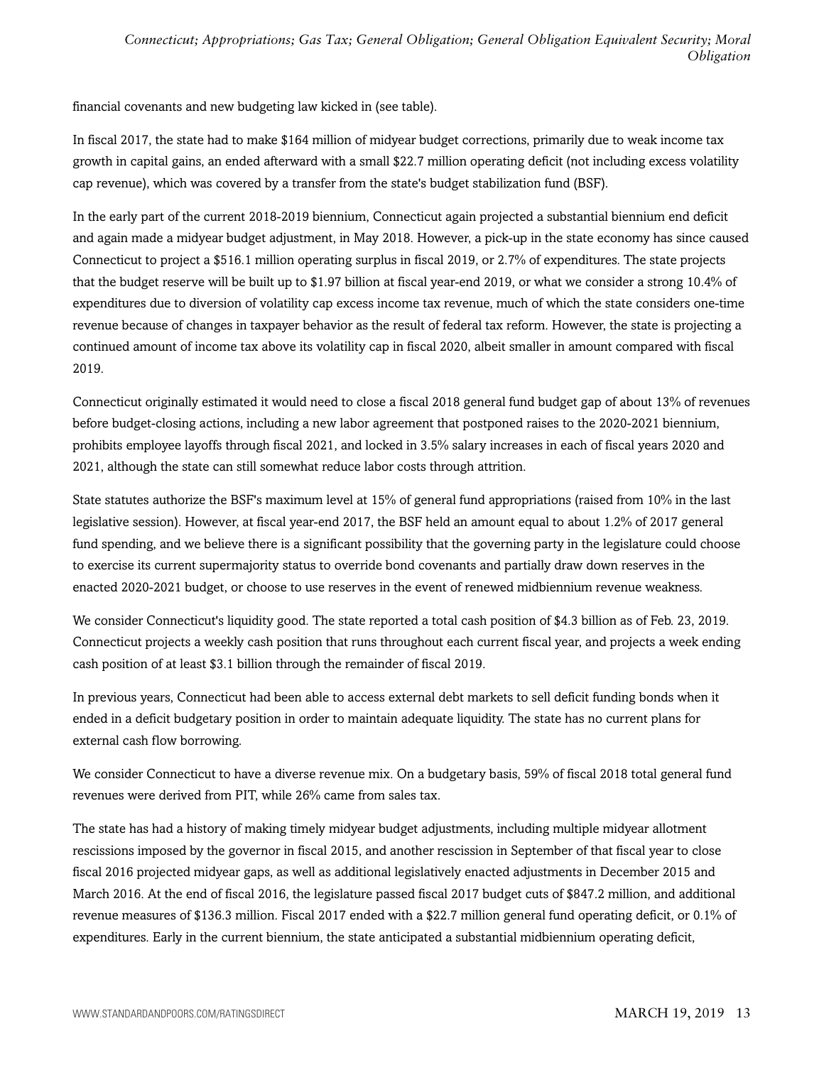financial covenants and new budgeting law kicked in (see table).

In fiscal 2017, the state had to make $164 million of midyear budget corrections, primarily due to weak income tax growth in capital gains, an ended afterward with a small $22.7 million operating deficit (not including excess volatility cap revenue), which was covered by a transfer from the state's budget stabilization fund (BSF).

In the early part of the current 2018-2019 biennium, Connecticut again projected a substantial biennium end deficit and again made a midyear budget adjustment, in May 2018. However, a pick-up in the state economy has since caused Connecticut to project a $516.1 million operating surplus in fiscal 2019, or 2.7% of expenditures. The state projects that the budget reserve will be built up to $1.97 billion at fiscal year-end 2019, or what we consider a strong 10.4% of expenditures due to diversion of volatility cap excess income tax revenue, much of which the state considers one-time revenue because of changes in taxpayer behavior as the result of federal tax reform. However, the state is projecting a continued amount of income tax above its volatility cap in fiscal 2020, albeit smaller in amount compared with fiscal 2019.

Connecticut originally estimated it would need to close a fiscal 2018 general fund budget gap of about 13% of revenues before budget-closing actions, including a new labor agreement that postponed raises to the 2020-2021 biennium, prohibits employee layoffs through fiscal 2021, and locked in 3.5% salary increases in each of fiscal years 2020 and 2021, although the state can still somewhat reduce labor costs through attrition.

State statutes authorize the BSF's maximum level at 15% of general fund appropriations (raised from 10% in the last legislative session). However, at fiscal year-end 2017, the BSF held an amount equal to about 1.2% of 2017 general fund spending, and we believe there is a significant possibility that the governing party in the legislature could choose to exercise its current supermajority status to override bond covenants and partially draw down reserves in the enacted 2020-2021 budget, or choose to use reserves in the event of renewed midbiennium revenue weakness.

We consider Connecticut's liquidity good. The state reported a total cash position of $4.3 billion as of Feb. 23, 2019. Connecticut projects a weekly cash position that runs throughout each current fiscal year, and projects a week ending cash position of at least $3.1 billion through the remainder of fiscal 2019.

In previous years, Connecticut had been able to access external debt markets to sell deficit funding bonds when it ended in a deficit budgetary position in order to maintain adequate liquidity. The state has no current plans for external cash flow borrowing.

We consider Connecticut to have a diverse revenue mix. On a budgetary basis, 59% of fiscal 2018 total general fund revenues were derived from PIT, while 26% came from sales tax.

The state has had a history of making timely midyear budget adjustments, including multiple midyear allotment rescissions imposed by the governor in fiscal 2015, and another rescission in September of that fiscal year to close fiscal 2016 projected midyear gaps, as well as additional legislatively enacted adjustments in December 2015 and March 2016. At the end of fiscal 2016, the legislature passed fiscal 2017 budget cuts of $847.2 million, and additional revenue measures of $136.3 million. Fiscal 2017 ended with a $22.7 million general fund operating deficit, or 0.1% of expenditures. Early in the current biennium, the state anticipated a substantial midbiennium operating deficit,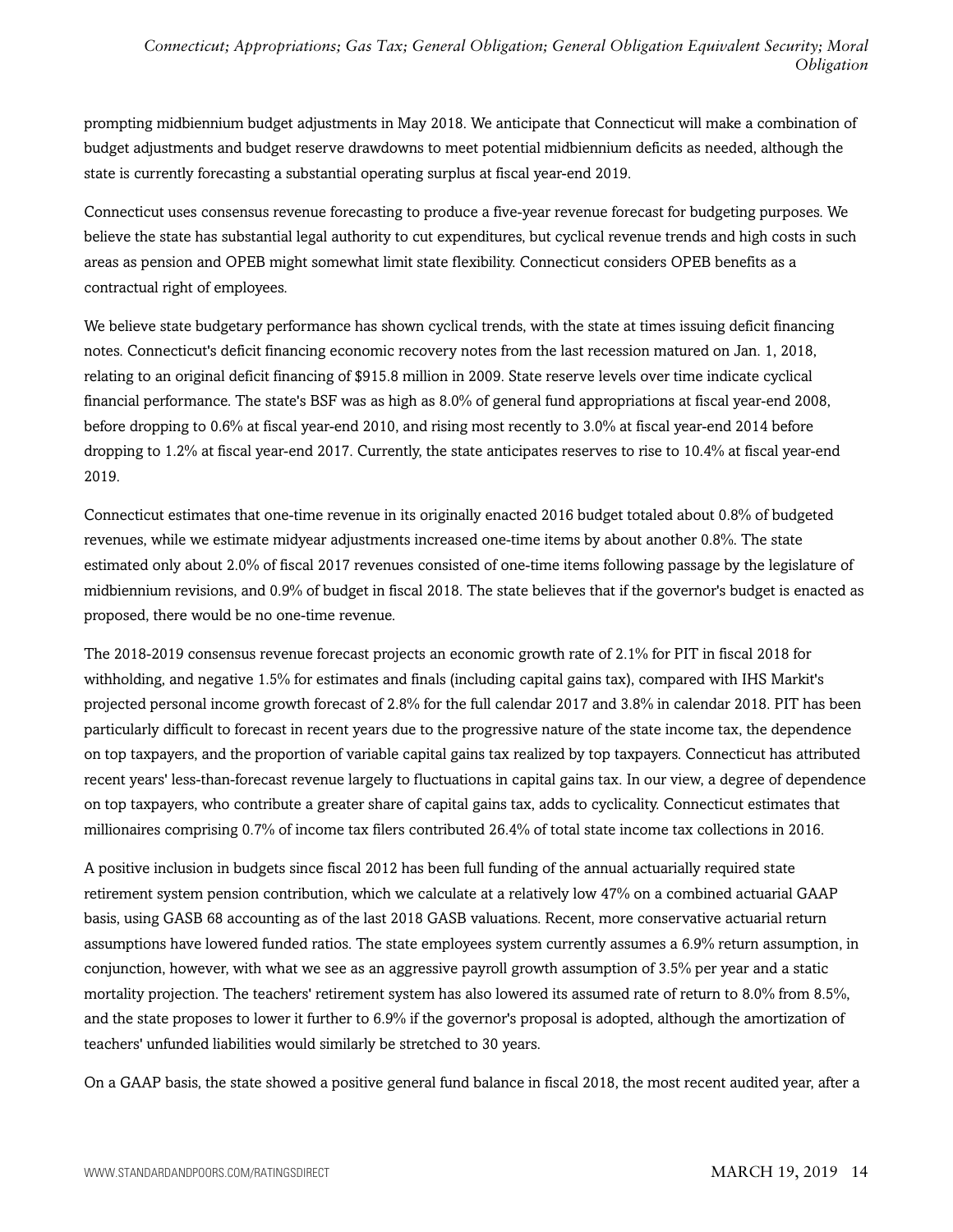prompting midbiennium budget adjustments in May 2018. We anticipate that Connecticut will make a combination of budget adjustments and budget reserve drawdowns to meet potential midbiennium deficits as needed, although the state is currently forecasting a substantial operating surplus at fiscal year-end 2019.

Connecticut uses consensus revenue forecasting to produce a five-year revenue forecast for budgeting purposes. We believe the state has substantial legal authority to cut expenditures, but cyclical revenue trends and high costs in such areas as pension and OPEB might somewhat limit state flexibility. Connecticut considers OPEB benefits as a contractual right of employees.

We believe state budgetary performance has shown cyclical trends, with the state at times issuing deficit financing notes. Connecticut's deficit financing economic recovery notes from the last recession matured on Jan. 1, 2018, relating to an original deficit financing of $915.8 million in 2009. State reserve levels over time indicate cyclical financial performance. The state's BSF was as high as 8.0% of general fund appropriations at fiscal year-end 2008, before dropping to 0.6% at fiscal year-end 2010, and rising most recently to 3.0% at fiscal year-end 2014 before dropping to 1.2% at fiscal year-end 2017. Currently, the state anticipates reserves to rise to 10.4% at fiscal year-end 2019.

Connecticut estimates that one-time revenue in its originally enacted 2016 budget totaled about 0.8% of budgeted revenues, while we estimate midyear adjustments increased one-time items by about another 0.8%. The state estimated only about 2.0% of fiscal 2017 revenues consisted of one-time items following passage by the legislature of midbiennium revisions, and 0.9% of budget in fiscal 2018. The state believes that if the governor's budget is enacted as proposed, there would be no one-time revenue.

The 2018-2019 consensus revenue forecast projects an economic growth rate of 2.1% for PIT in fiscal 2018 for withholding, and negative 1.5% for estimates and finals (including capital gains tax), compared with IHS Markit's projected personal income growth forecast of 2.8% for the full calendar 2017 and 3.8% in calendar 2018. PIT has been particularly difficult to forecast in recent years due to the progressive nature of the state income tax, the dependence on top taxpayers, and the proportion of variable capital gains tax realized by top taxpayers. Connecticut has attributed recent years' less-than-forecast revenue largely to fluctuations in capital gains tax. In our view, a degree of dependence on top taxpayers, who contribute a greater share of capital gains tax, adds to cyclicality. Connecticut estimates that millionaires comprising 0.7% of income tax filers contributed 26.4% of total state income tax collections in 2016.

A positive inclusion in budgets since fiscal 2012 has been full funding of the annual actuarially required state retirement system pension contribution, which we calculate at a relatively low 47% on a combined actuarial GAAP basis, using GASB 68 accounting as of the last 2018 GASB valuations. Recent, more conservative actuarial return assumptions have lowered funded ratios. The state employees system currently assumes a 6.9% return assumption, in conjunction, however, with what we see as an aggressive payroll growth assumption of 3.5% per year and a static mortality projection. The teachers' retirement system has also lowered its assumed rate of return to 8.0% from 8.5%, and the state proposes to lower it further to 6.9% if the governor's proposal is adopted, although the amortization of teachers' unfunded liabilities would similarly be stretched to 30 years.

On a GAAP basis, the state showed a positive general fund balance in fiscal 2018, the most recent audited year, after a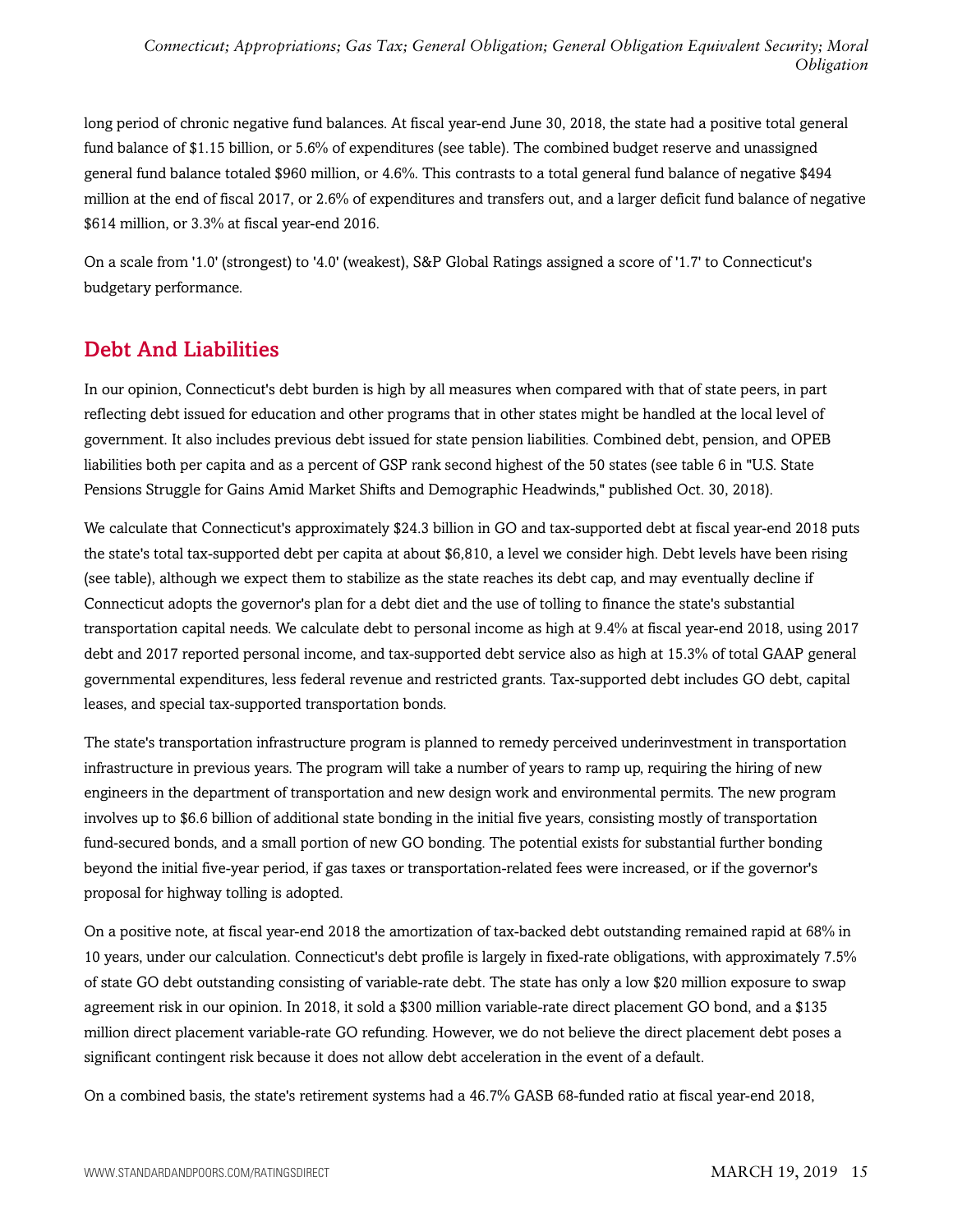long period of chronic negative fund balances. At fiscal year-end June 30, 2018, the state had a positive total general fund balance of $1.15 billion, or 5.6% of expenditures (see table). The combined budget reserve and unassigned general fund balance totaled $960 million, or 4.6%. This contrasts to a total general fund balance of negative $494 million at the end of fiscal 2017, or 2.6% of expenditures and transfers out, and a larger deficit fund balance of negative $614 million, or 3.3% at fiscal year-end 2016.

On a scale from '1.0' (strongest) to '4.0' (weakest), S&P Global Ratings assigned a score of '1.7' to Connecticut's budgetary performance.

## Debt And Liabilities

In our opinion, Connecticut's debt burden is high by all measures when compared with that of state peers, in part reflecting debt issued for education and other programs that in other states might be handled at the local level of government. It also includes previous debt issued for state pension liabilities. Combined debt, pension, and OPEB liabilities both per capita and as a percent of GSP rank second highest of the 50 states (see table 6 in "U.S. State Pensions Struggle for Gains Amid Market Shifts and Demographic Headwinds," published Oct. 30, 2018).

We calculate that Connecticut's approximately $24.3 billion in GO and tax-supported debt at fiscal year-end 2018 puts the state's total tax-supported debt per capita at about $6,810, a level we consider high. Debt levels have been rising (see table), although we expect them to stabilize as the state reaches its debt cap, and may eventually decline if Connecticut adopts the governor's plan for a debt diet and the use of tolling to finance the state's substantial transportation capital needs. We calculate debt to personal income as high at 9.4% at fiscal year-end 2018, using 2017 debt and 2017 reported personal income, and tax-supported debt service also as high at 15.3% of total GAAP general governmental expenditures, less federal revenue and restricted grants. Tax-supported debt includes GO debt, capital leases, and special tax-supported transportation bonds.

The state's transportation infrastructure program is planned to remedy perceived underinvestment in transportation infrastructure in previous years. The program will take a number of years to ramp up, requiring the hiring of new engineers in the department of transportation and new design work and environmental permits. The new program involves up to $6.6 billion of additional state bonding in the initial five years, consisting mostly of transportation fund-secured bonds, and a small portion of new GO bonding. The potential exists for substantial further bonding beyond the initial five-year period, if gas taxes or transportation-related fees were increased, or if the governor's proposal for highway tolling is adopted.

On a positive note, at fiscal year-end 2018 the amortization of tax-backed debt outstanding remained rapid at 68% in 10 years, under our calculation. Connecticut's debt profile is largely in fixed-rate obligations, with approximately 7.5% of state GO debt outstanding consisting of variable-rate debt. The state has only a low $20 million exposure to swap agreement risk in our opinion. In 2018, it sold a $300 million variable-rate direct placement GO bond, and a $135 million direct placement variable-rate GO refunding. However, we do not believe the direct placement debt poses a significant contingent risk because it does not allow debt acceleration in the event of a default.

On a combined basis, the state's retirement systems had a 46.7% GASB 68-funded ratio at fiscal year-end 2018,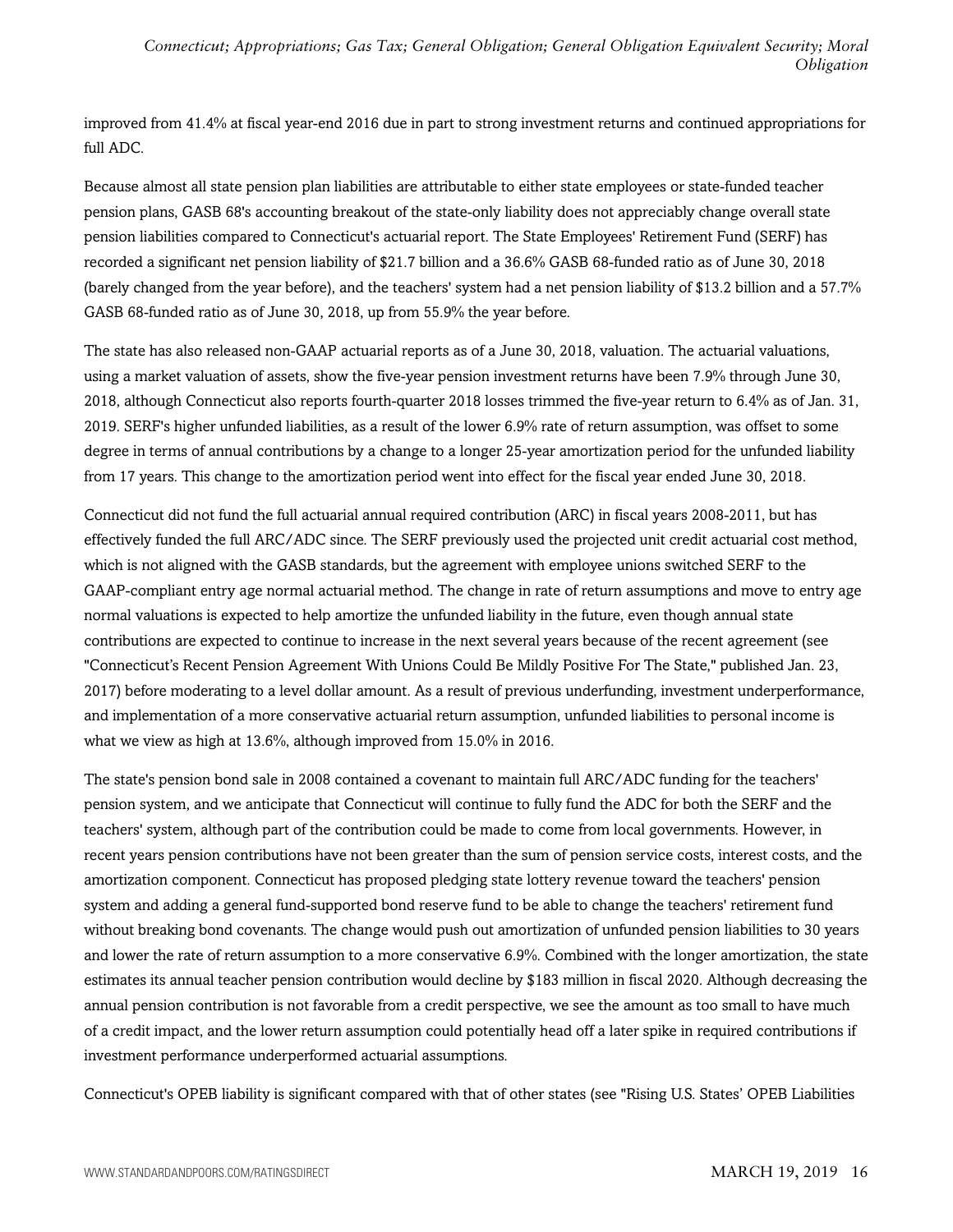improved from 41.4% at fiscal year-end 2016 due in part to strong investment returns and continued appropriations for full ADC.

Because almost all state pension plan liabilities are attributable to either state employees or state-funded teacher pension plans, GASB 68's accounting breakout of the state-only liability does not appreciably change overall state pension liabilities compared to Connecticut's actuarial report. The State Employees' Retirement Fund (SERF) has recorded a significant net pension liability of $21.7 billion and a 36.6% GASB 68-funded ratio as of June 30, 2018 (barely changed from the year before), and the teachers' system had a net pension liability of $13.2 billion and a 57.7% GASB 68-funded ratio as of June 30, 2018, up from 55.9% the year before.

The state has also released non-GAAP actuarial reports as of a June 30, 2018, valuation. The actuarial valuations, using a market valuation of assets, show the five-year pension investment returns have been 7.9% through June 30, 2018, although Connecticut also reports fourth-quarter 2018 losses trimmed the five-year return to 6.4% as of Jan. 31, 2019. SERF's higher unfunded liabilities, as a result of the lower 6.9% rate of return assumption, was offset to some degree in terms of annual contributions by a change to a longer 25-year amortization period for the unfunded liability from 17 years. This change to the amortization period went into effect for the fiscal year ended June 30, 2018.

Connecticut did not fund the full actuarial annual required contribution (ARC) in fiscal years 2008-2011, but has effectively funded the full ARC/ADC since. The SERF previously used the projected unit credit actuarial cost method, which is not aligned with the GASB standards, but the agreement with employee unions switched SERF to the GAAP-compliant entry age normal actuarial method. The change in rate of return assumptions and move to entry age normal valuations is expected to help amortize the unfunded liability in the future, even though annual state contributions are expected to continue to increase in the next several years because of the recent agreement (see "Connecticut's Recent Pension Agreement With Unions Could Be Mildly Positive For The State," published Jan. 23, 2017) before moderating to a level dollar amount. As a result of previous underfunding, investment underperformance, and implementation of a more conservative actuarial return assumption, unfunded liabilities to personal income is what we view as high at 13.6%, although improved from 15.0% in 2016.

The state's pension bond sale in 2008 contained a covenant to maintain full ARC/ADC funding for the teachers' pension system, and we anticipate that Connecticut will continue to fully fund the ADC for both the SERF and the teachers' system, although part of the contribution could be made to come from local governments. However, in recent years pension contributions have not been greater than the sum of pension service costs, interest costs, and the amortization component. Connecticut has proposed pledging state lottery revenue toward the teachers' pension system and adding a general fund-supported bond reserve fund to be able to change the teachers' retirement fund without breaking bond covenants. The change would push out amortization of unfunded pension liabilities to 30 years and lower the rate of return assumption to a more conservative 6.9%. Combined with the longer amortization, the state estimates its annual teacher pension contribution would decline by $183 million in fiscal 2020. Although decreasing the annual pension contribution is not favorable from a credit perspective, we see the amount as too small to have much of a credit impact, and the lower return assumption could potentially head off a later spike in required contributions if investment performance underperformed actuarial assumptions.

Connecticut's OPEB liability is significant compared with that of other states (see "Rising U.S. States' OPEB Liabilities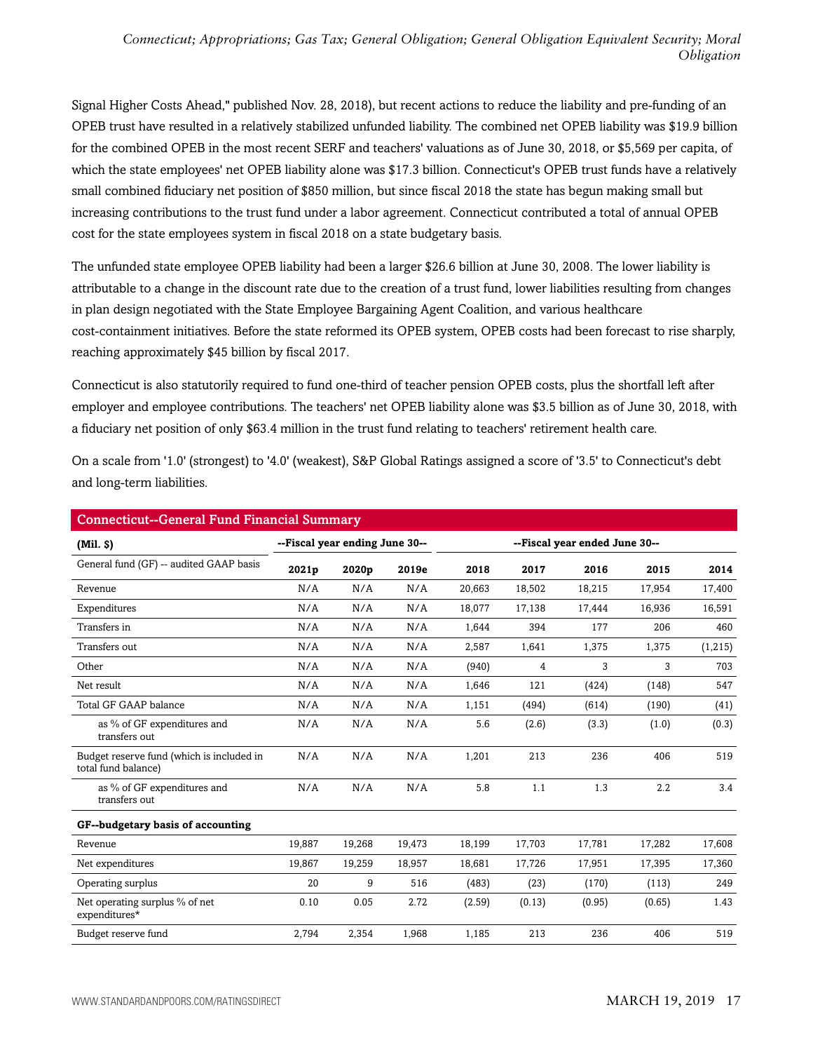Signal Higher Costs Ahead," published Nov. 28, 2018), but recent actions to reduce the liability and pre-funding of an OPEB trust have resulted in a relatively stabilized unfunded liability. The combined net OPEB liability was $19.9 billion for the combined OPEB in the most recent SERF and teachers' valuations as of June 30, 2018, or $5,569 per capita, of which the state employees' net OPEB liability alone was $17.3 billion. Connecticut's OPEB trust funds have a relatively small combined fiduciary net position of $850 million, but since fiscal 2018 the state has begun making small but increasing contributions to the trust fund under a labor agreement. Connecticut contributed a total of annual OPEB cost for the state employees system in fiscal 2018 on a state budgetary basis.

The unfunded state employee OPEB liability had been a larger $26.6 billion at June 30, 2008. The lower liability is attributable to a change in the discount rate due to the creation of a trust fund, lower liabilities resulting from changes in plan design negotiated with the State Employee Bargaining Agent Coalition, and various healthcare cost-containment initiatives. Before the state reformed its OPEB system, OPEB costs had been forecast to rise sharply, reaching approximately $45 billion by fiscal 2017.

Connecticut is also statutorily required to fund one-third of teacher pension OPEB costs, plus the shortfall left after employer and employee contributions. The teachers' net OPEB liability alone was $3.5 billion as of June 30, 2018, with a fiduciary net position of only $63.4 million in the trust fund relating to teachers' retirement health care.

On a scale from '1.0' (strongest) to '4.0' (weakest), S&P Global Ratings assigned a score of '3.5' to Connecticut's debt and long-term liabilities.

| Connecticut--General Fund Financial Summary | | | | | | | | |
|---|---|---|---|---|---|---|---|---|
| **(Mil. $)** | --Fiscal year ending June 30-- | | | --Fiscal year ended June 30-- | | | | |
| General fund (GF) -- audited GAAP basis | **2021p** | **2020p** | **2019e** | **2018** | **2017** | **2016** | **2015** | **2014** |
| Revenue | N/A | N/A | N/A | 20,663 | 18,502 | 18,215 | 17,954 | 17,400 |
| Expenditures | N/A | N/A | N/A | 18,077 | 17,138 | 17,444 | 16,936 | 16,591 |
| Transfers in | N/A | N/A | N/A | 1,644 | 394 | 177 | 206 | 460 |
| Transfers out | N/A | N/A | N/A | 2,587 | 1,641 | 1,375 | 1,375 | (1,215) |
| Other | N/A | N/A | N/A | (940) | 4 | 3 | 3 | 703 |
| Net result | N/A | N/A | N/A | 1,646 | 121 | (424) | (148) | 547 |
| Total GF GAAP balance | N/A | N/A | N/A | 1,151 | (494) | (614) | (190) | (41) |
| as % of GF expenditures and transfers out | N/A | N/A | N/A | 5.6 | (2.6) | (3.3) | (1.0) | (0.3) |
| Budget reserve fund (which is included in total fund balance) | N/A | N/A | N/A | 1,201 | 213 | 236 | 406 | 519 |
| as % of GF expenditures and transfers out | N/A | N/A | N/A | 5.8 | 1.1 | 1.3 | 2.2 | 3.4 |
| **GF--budgetary basis of accounting** | | | | | | | | |
| Revenue | 19,887 | 19,268 | 19,473 | 18,199 | 17,703 | 17,781 | 17,282 | 17,608 |
| Net expenditures | 19,867 | 19,259 | 18,957 | 18,681 | 17,726 | 17,951 | 17,395 | 17,360 |
| Operating surplus | 20 | 9 | 516 | (483) | (23) | (170) | (113) | 249 |
| Net operating surplus % of net expenditures* | 0.10 | 0.05 | 2.72 | (2.59) | (0.13) | (0.95) | (0.65) | 1.43 |
| Budget reserve fund | 2,794 | 2,354 | 1,968 | 1,185 | 213 | 236 | 406 | 519 |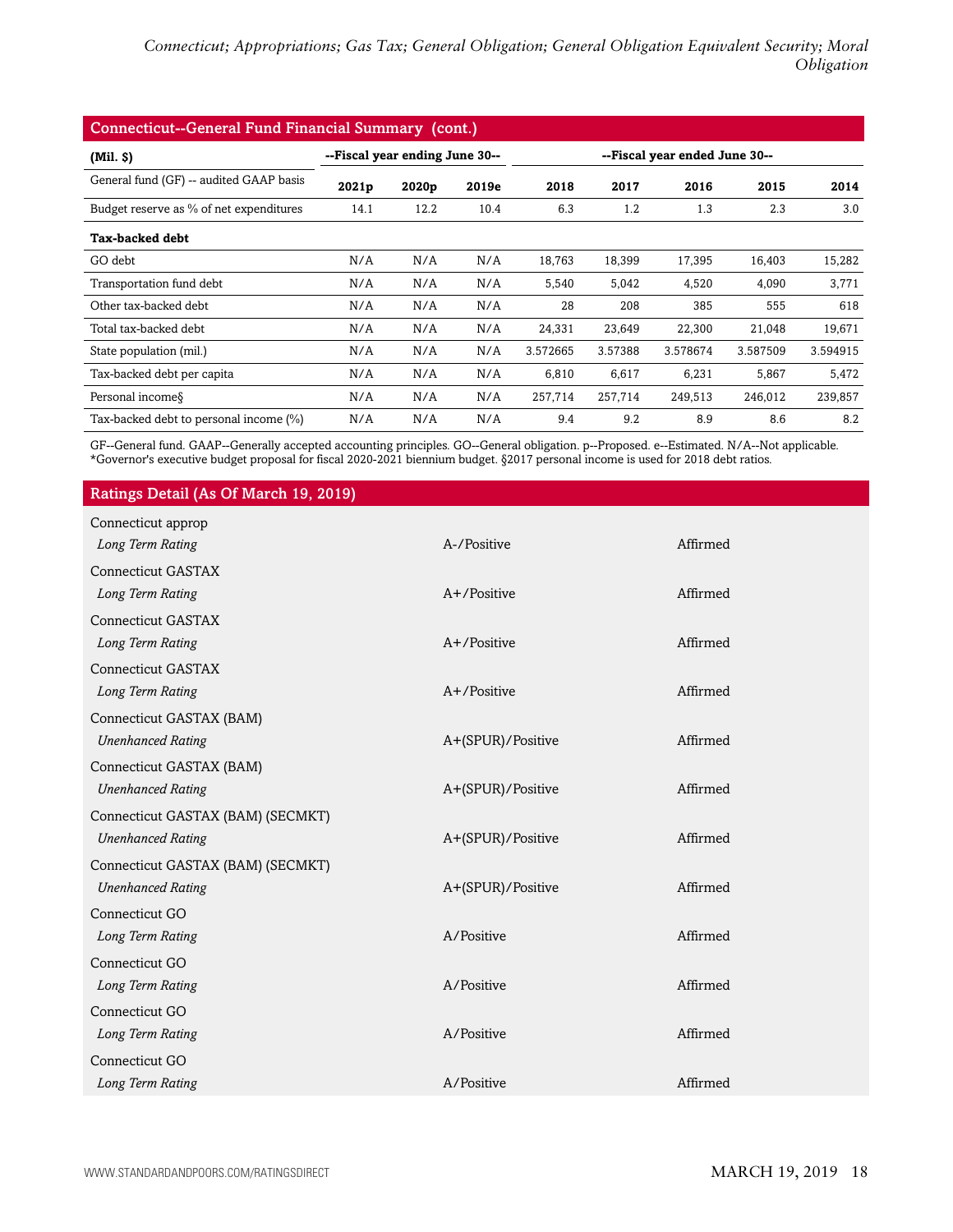## Connecticut--General Fund Financial Summary (cont.)

| (Mil. $) | --Fiscal year ending June 30-- | | | --Fiscal year ended June 30-- | | | | |
|---|---|---|---|---|---|---|---|---|
| General fund (GF) -- audited GAAP basis | 2021p | 2020p | 2019e | 2018 | 2017 | 2016 | 2015 | 2014 |
| Budget reserve as % of net expenditures | 14.1 | 12.2 | 10.4 | 6.3 | 1.2 | 1.3 | 2.3 | 3.0 |
| **Tax-backed debt** | | | | | | | | |
| GO debt | N/A | N/A | N/A | 18,763 | 18,399 | 17,395 | 16,403 | 15,282 |
| Transportation fund debt | N/A | N/A | N/A | 5,540 | 5,042 | 4,520 | 4,090 | 3,771 |
| Other tax-backed debt | N/A | N/A | N/A | 28 | 208 | 385 | 555 | 618 |
| Total tax-backed debt | N/A | N/A | N/A | 24,331 | 23,649 | 22,300 | 21,048 | 19,671 |
| State population (mil.) | N/A | N/A | N/A | 3.572665 | 3.57388 | 3.578674 | 3.587509 | 3.594915 |
| Tax-backed debt per capita | N/A | N/A | N/A | 6,810 | 6,617 | 6,231 | 5,867 | 5,472 |
| Personal income§ | N/A | N/A | N/A | 257,714 | 257,714 | 249,513 | 246,012 | 239,857 |
| Tax-backed debt to personal income (%) | N/A | N/A | N/A | 9.4 | 9.2 | 8.9 | 8.6 | 8.2 |

GF--General fund. GAAP--Generally accepted accounting principles. GO--General obligation. p--Proposed. e--Estimated. N/A--Not applicable. *Governor's executive budget proposal for fiscal 2020-2021 biennium budget. §2017 personal income is used for 2018 debt ratios.

## Ratings Detail (As Of March 19, 2019)

| | | |
|---|---|---|
| Connecticut approp | | |
| *Long Term Rating* | A-/Positive | Affirmed |
| Connecticut GASTAX | | |
| *Long Term Rating* | A+/Positive | Affirmed |
| Connecticut GASTAX | | |
| *Long Term Rating* | A+/Positive | Affirmed |
| Connecticut GASTAX | | |
| *Long Term Rating* | A+/Positive | Affirmed |
| Connecticut GASTAX (BAM) | | |
| *Unenhanced Rating* | A+(SPUR)/Positive | Affirmed |
| Connecticut GASTAX (BAM) | | |
| *Unenhanced Rating* | A+(SPUR)/Positive | Affirmed |
| Connecticut GASTAX (BAM) (SECMKT) | | |
| *Unenhanced Rating* | A+(SPUR)/Positive | Affirmed |
| Connecticut GASTAX (BAM) (SECMKT) | | |
| *Unenhanced Rating* | A+(SPUR)/Positive | Affirmed |
| Connecticut GO | | |
| *Long Term Rating* | A/Positive | Affirmed |
| Connecticut GO | | |
| *Long Term Rating* | A/Positive | Affirmed |
| Connecticut GO | | |
| *Long Term Rating* | A/Positive | Affirmed |
| Connecticut GO | | |
| *Long Term Rating* | A/Positive | Affirmed |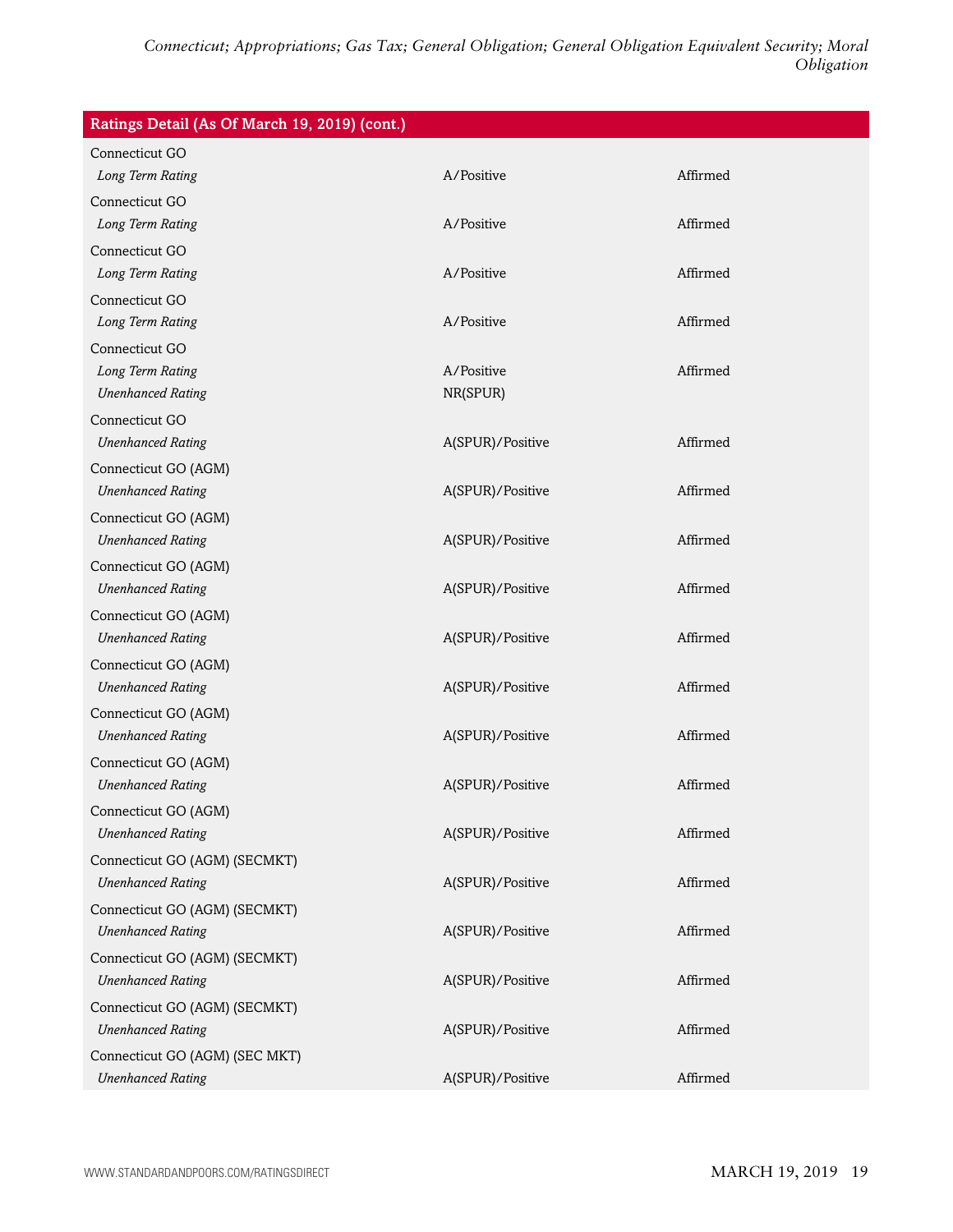| Ratings Detail (As Of March 19, 2019) (cont.) | | |
|---|---|---|
| Connecticut GO | | |
| *Long Term Rating* | A/Positive | Affirmed |
| Connecticut GO | | |
| *Long Term Rating* | A/Positive | Affirmed |
| Connecticut GO | | |
| *Long Term Rating* | A/Positive | Affirmed |
| Connecticut GO | | |
| *Long Term Rating* | A/Positive | Affirmed |
| Connecticut GO | | |
| *Long Term Rating* | A/Positive | Affirmed |
| *Unenhanced Rating* | NR(SPUR) | |
| Connecticut GO | | |
| *Unenhanced Rating* | A(SPUR)/Positive | Affirmed |
| Connecticut GO (AGM) | | |
| *Unenhanced Rating* | A(SPUR)/Positive | Affirmed |
| Connecticut GO (AGM) | | |
| *Unenhanced Rating* | A(SPUR)/Positive | Affirmed |
| Connecticut GO (AGM) | | |
| *Unenhanced Rating* | A(SPUR)/Positive | Affirmed |
| Connecticut GO (AGM) | | |
| *Unenhanced Rating* | A(SPUR)/Positive | Affirmed |
| Connecticut GO (AGM) | | |
| *Unenhanced Rating* | A(SPUR)/Positive | Affirmed |
| Connecticut GO (AGM) | | |
| *Unenhanced Rating* | A(SPUR)/Positive | Affirmed |
| Connecticut GO (AGM) | | |
| *Unenhanced Rating* | A(SPUR)/Positive | Affirmed |
| Connecticut GO (AGM) | | |
| *Unenhanced Rating* | A(SPUR)/Positive | Affirmed |
| Connecticut GO (AGM) (SECMKT) | | |
| *Unenhanced Rating* | A(SPUR)/Positive | Affirmed |
| Connecticut GO (AGM) (SECMKT) | | |
| *Unenhanced Rating* | A(SPUR)/Positive | Affirmed |
| Connecticut GO (AGM) (SECMKT) | | |
| *Unenhanced Rating* | A(SPUR)/Positive | Affirmed |
| Connecticut GO (AGM) (SECMKT) | | |
| *Unenhanced Rating* | A(SPUR)/Positive | Affirmed |
| Connecticut GO (AGM) (SEC MKT) | | |
| *Unenhanced Rating* | A(SPUR)/Positive | Affirmed |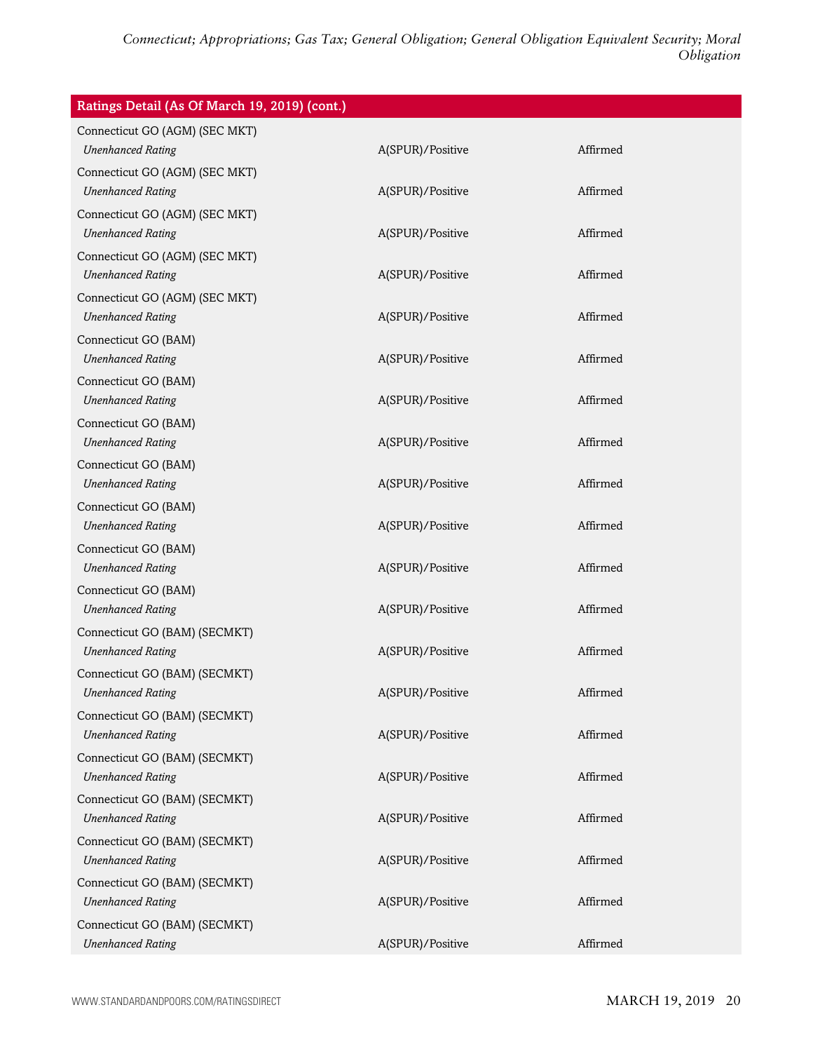| Ratings Detail (As Of March 19, 2019) (cont.) | | |
|---|---|---|
| Connecticut GO (AGM) (SEC MKT) | | |
| *Unenhanced Rating* | A(SPUR)/Positive | Affirmed |
| Connecticut GO (AGM) (SEC MKT) | | |
| *Unenhanced Rating* | A(SPUR)/Positive | Affirmed |
| Connecticut GO (AGM) (SEC MKT) | | |
| *Unenhanced Rating* | A(SPUR)/Positive | Affirmed |
| Connecticut GO (AGM) (SEC MKT) | | |
| *Unenhanced Rating* | A(SPUR)/Positive | Affirmed |
| Connecticut GO (AGM) (SEC MKT) | | |
| *Unenhanced Rating* | A(SPUR)/Positive | Affirmed |
| Connecticut GO (BAM) | | |
| *Unenhanced Rating* | A(SPUR)/Positive | Affirmed |
| Connecticut GO (BAM) | | |
| *Unenhanced Rating* | A(SPUR)/Positive | Affirmed |
| Connecticut GO (BAM) | | |
| *Unenhanced Rating* | A(SPUR)/Positive | Affirmed |
| Connecticut GO (BAM) | | |
| *Unenhanced Rating* | A(SPUR)/Positive | Affirmed |
| Connecticut GO (BAM) | | |
| *Unenhanced Rating* | A(SPUR)/Positive | Affirmed |
| Connecticut GO (BAM) | | |
| *Unenhanced Rating* | A(SPUR)/Positive | Affirmed |
| Connecticut GO (BAM) | | |
| *Unenhanced Rating* | A(SPUR)/Positive | Affirmed |
| Connecticut GO (BAM) (SECMKT) | | |
| *Unenhanced Rating* | A(SPUR)/Positive | Affirmed |
| Connecticut GO (BAM) (SECMKT) | | |
| *Unenhanced Rating* | A(SPUR)/Positive | Affirmed |
| Connecticut GO (BAM) (SECMKT) | | |
| *Unenhanced Rating* | A(SPUR)/Positive | Affirmed |
| Connecticut GO (BAM) (SECMKT) | | |
| *Unenhanced Rating* | A(SPUR)/Positive | Affirmed |
| Connecticut GO (BAM) (SECMKT) | | |
| *Unenhanced Rating* | A(SPUR)/Positive | Affirmed |
| Connecticut GO (BAM) (SECMKT) | | |
| *Unenhanced Rating* | A(SPUR)/Positive | Affirmed |
| Connecticut GO (BAM) (SECMKT) | | |
| *Unenhanced Rating* | A(SPUR)/Positive | Affirmed |
| Connecticut GO (BAM) (SECMKT) | | |
| *Unenhanced Rating* | A(SPUR)/Positive | Affirmed |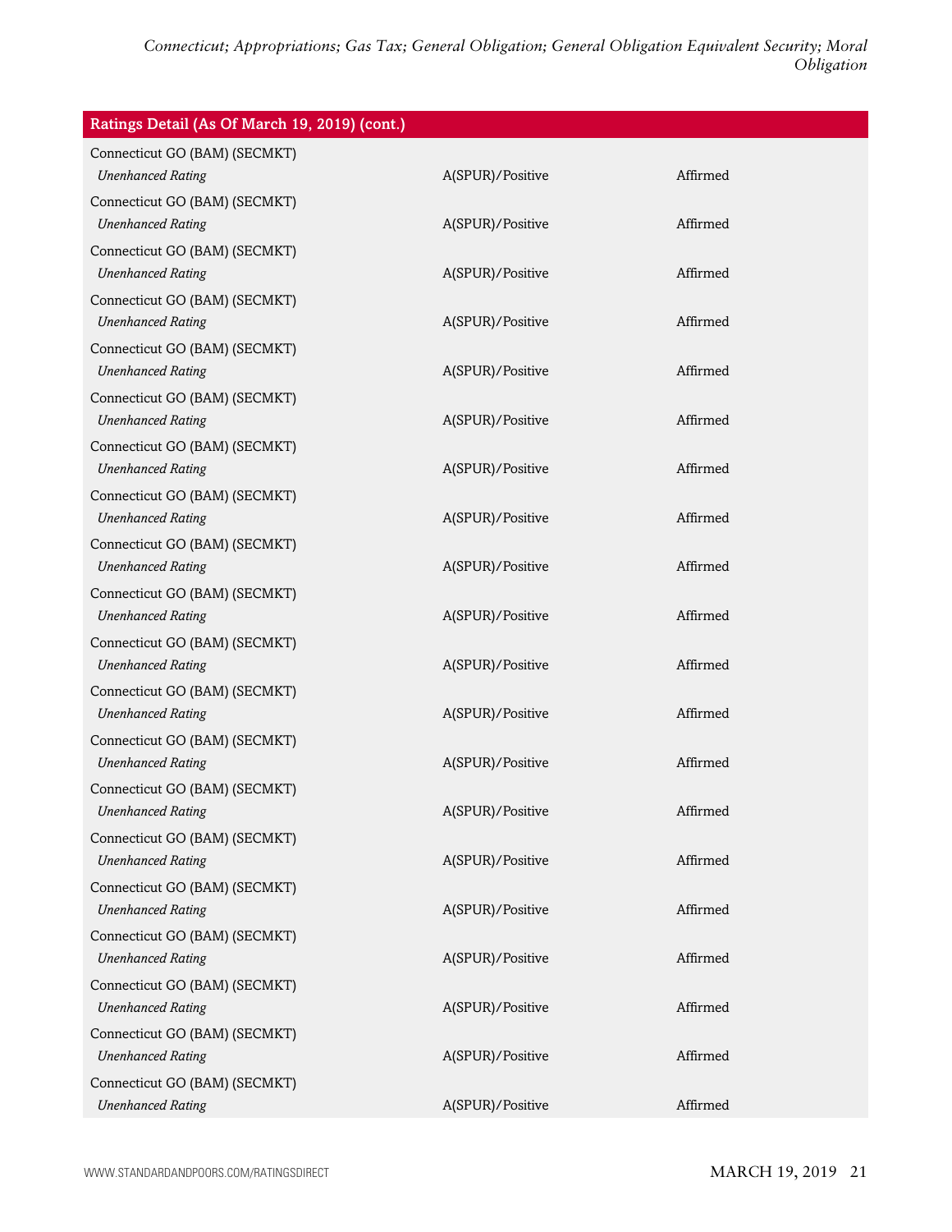| Ratings Detail (As Of March 19, 2019) (cont.) | | |
|---|---|---|
| Connecticut GO (BAM) (SECMKT) | | |
| *Unenhanced Rating* | A(SPUR)/Positive | Affirmed |
| Connecticut GO (BAM) (SECMKT) | | |
| *Unenhanced Rating* | A(SPUR)/Positive | Affirmed |
| Connecticut GO (BAM) (SECMKT) | | |
| *Unenhanced Rating* | A(SPUR)/Positive | Affirmed |
| Connecticut GO (BAM) (SECMKT) | | |
| *Unenhanced Rating* | A(SPUR)/Positive | Affirmed |
| Connecticut GO (BAM) (SECMKT) | | |
| *Unenhanced Rating* | A(SPUR)/Positive | Affirmed |
| Connecticut GO (BAM) (SECMKT) | | |
| *Unenhanced Rating* | A(SPUR)/Positive | Affirmed |
| Connecticut GO (BAM) (SECMKT) | | |
| *Unenhanced Rating* | A(SPUR)/Positive | Affirmed |
| Connecticut GO (BAM) (SECMKT) | | |
| *Unenhanced Rating* | A(SPUR)/Positive | Affirmed |
| Connecticut GO (BAM) (SECMKT) | | |
| *Unenhanced Rating* | A(SPUR)/Positive | Affirmed |
| Connecticut GO (BAM) (SECMKT) | | |
| *Unenhanced Rating* | A(SPUR)/Positive | Affirmed |
| Connecticut GO (BAM) (SECMKT) | | |
| *Unenhanced Rating* | A(SPUR)/Positive | Affirmed |
| Connecticut GO (BAM) (SECMKT) | | |
| *Unenhanced Rating* | A(SPUR)/Positive | Affirmed |
| Connecticut GO (BAM) (SECMKT) | | |
| *Unenhanced Rating* | A(SPUR)/Positive | Affirmed |
| Connecticut GO (BAM) (SECMKT) | | |
| *Unenhanced Rating* | A(SPUR)/Positive | Affirmed |
| Connecticut GO (BAM) (SECMKT) | | |
| *Unenhanced Rating* | A(SPUR)/Positive | Affirmed |
| Connecticut GO (BAM) (SECMKT) | | |
| *Unenhanced Rating* | A(SPUR)/Positive | Affirmed |
| Connecticut GO (BAM) (SECMKT) | | |
| *Unenhanced Rating* | A(SPUR)/Positive | Affirmed |
| Connecticut GO (BAM) (SECMKT) | | |
| *Unenhanced Rating* | A(SPUR)/Positive | Affirmed |
| Connecticut GO (BAM) (SECMKT) | | |
| *Unenhanced Rating* | A(SPUR)/Positive | Affirmed |
| Connecticut GO (BAM) (SECMKT) | | |
| *Unenhanced Rating* | A(SPUR)/Positive | Affirmed |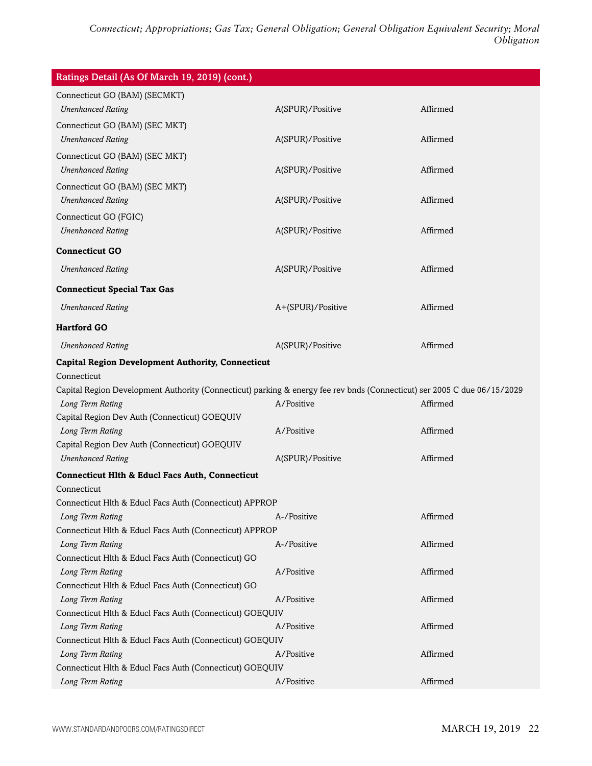| Ratings Detail (As Of March 19, 2019) (cont.) | | |
|---|---|---|
| Connecticut GO (BAM) (SECMKT) | | |
| *Unenhanced Rating* | A(SPUR)/Positive | Affirmed |
| Connecticut GO (BAM) (SEC MKT) | | |
| *Unenhanced Rating* | A(SPUR)/Positive | Affirmed |
| Connecticut GO (BAM) (SEC MKT) | | |
| *Unenhanced Rating* | A(SPUR)/Positive | Affirmed |
| Connecticut GO (BAM) (SEC MKT) | | |
| *Unenhanced Rating* | A(SPUR)/Positive | Affirmed |
| Connecticut GO (FGIC) | | |
| *Unenhanced Rating* | A(SPUR)/Positive | Affirmed |
| **Connecticut GO** | | |
| *Unenhanced Rating* | A(SPUR)/Positive | Affirmed |
| **Connecticut Special Tax Gas** | | |
| *Unenhanced Rating* | A+(SPUR)/Positive | Affirmed |
| **Hartford GO** | | |
| *Unenhanced Rating* | A(SPUR)/Positive | Affirmed |
| **Capital Region Development Authority, Connecticut** | | |
| Connecticut | | |
| Capital Region Development Authority (Connecticut) parking & energy fee rev bnds (Connecticut) ser 2005 C due 06/15/2029 | | |
| *Long Term Rating* | A/Positive | Affirmed |
| Capital Region Dev Auth (Connecticut) GOEQUIV | | |
| *Long Term Rating* | A/Positive | Affirmed |
| Capital Region Dev Auth (Connecticut) GOEQUIV | | |
| *Unenhanced Rating* | A(SPUR)/Positive | Affirmed |
| **Connecticut Hlth & Educl Facs Auth, Connecticut** | | |
| Connecticut | | |
| Connecticut Hlth & Educl Facs Auth (Connecticut) APPROP | | |
| *Long Term Rating* | A-/Positive | Affirmed |
| Connecticut Hlth & Educl Facs Auth (Connecticut) APPROP | | |
| *Long Term Rating* | A-/Positive | Affirmed |
| Connecticut Hlth & Educl Facs Auth (Connecticut) GO | | |
| *Long Term Rating* | A/Positive | Affirmed |
| Connecticut Hlth & Educl Facs Auth (Connecticut) GO | | |
| *Long Term Rating* | A/Positive | Affirmed |
| Connecticut Hlth & Educl Facs Auth (Connecticut) GOEQUIV | | |
| *Long Term Rating* | A/Positive | Affirmed |
| Connecticut Hlth & Educl Facs Auth (Connecticut) GOEQUIV | | |
| *Long Term Rating* | A/Positive | Affirmed |
| Connecticut Hlth & Educl Facs Auth (Connecticut) GOEQUIV | | |
| *Long Term Rating* | A/Positive | Affirmed |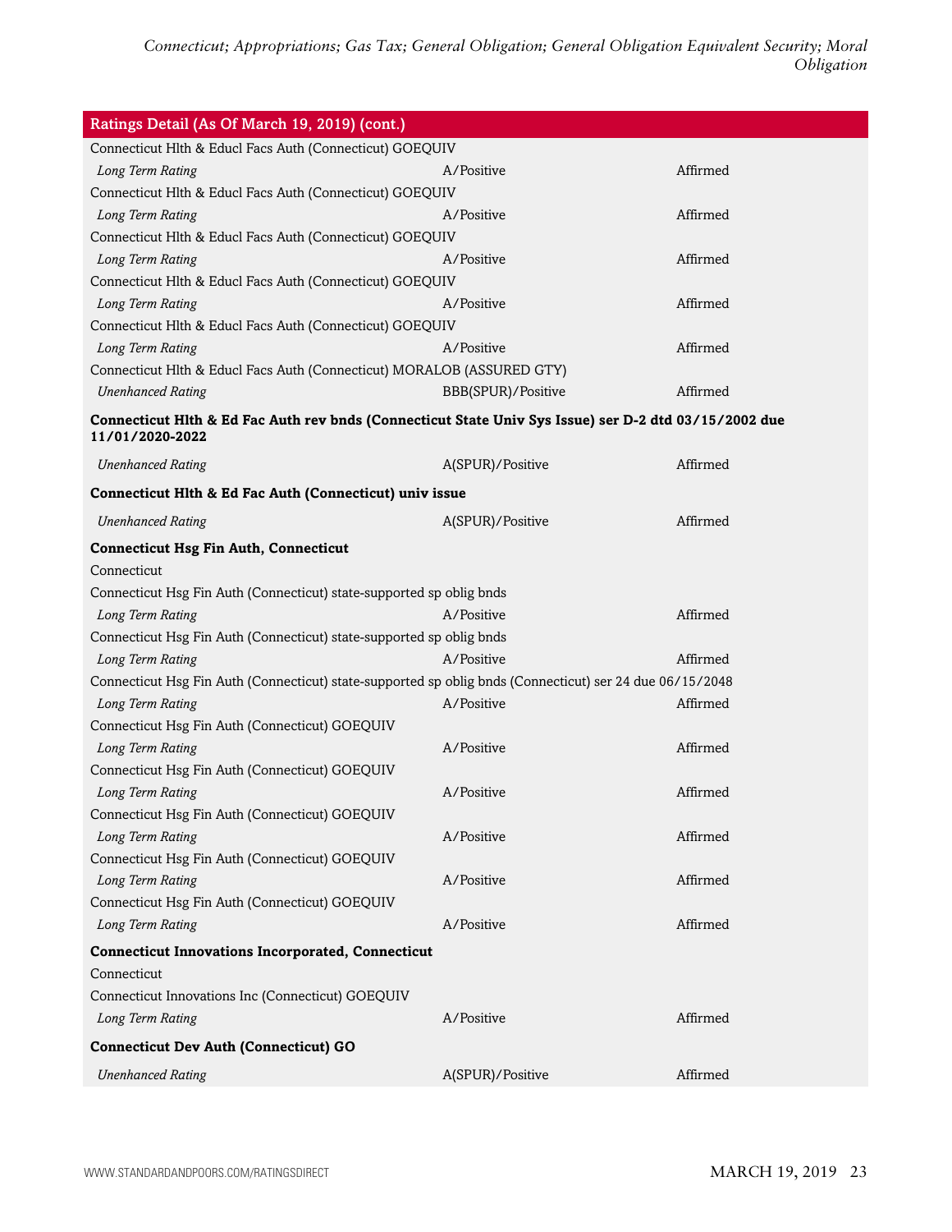| Ratings Detail (As Of March 19, 2019) (cont.) | | |
|---|---|---|
| Connecticut Hlth & Educl Facs Auth (Connecticut) GOEQUIV | | |
| *Long Term Rating* | A/Positive | Affirmed |
| Connecticut Hlth & Educl Facs Auth (Connecticut) GOEQUIV | | |
| *Long Term Rating* | A/Positive | Affirmed |
| Connecticut Hlth & Educl Facs Auth (Connecticut) GOEQUIV | | |
| *Long Term Rating* | A/Positive | Affirmed |
| Connecticut Hlth & Educl Facs Auth (Connecticut) GOEQUIV | | |
| *Long Term Rating* | A/Positive | Affirmed |
| Connecticut Hlth & Educl Facs Auth (Connecticut) GOEQUIV | | |
| *Long Term Rating* | A/Positive | Affirmed |
| Connecticut Hlth & Educl Facs Auth (Connecticut) MORALOB (ASSURED GTY) | | |
| *Unenhanced Rating* | BBB(SPUR)/Positive | Affirmed |
| **Connecticut Hlth & Ed Fac Auth rev bnds (Connecticut State Univ Sys Issue) ser D-2 dtd 03/15/2002 due 11/01/2020-2022** | | |
| *Unenhanced Rating* | A(SPUR)/Positive | Affirmed |
| **Connecticut Hlth & Ed Fac Auth (Connecticut) univ issue** | | |
| *Unenhanced Rating* | A(SPUR)/Positive | Affirmed |
| **Connecticut Hsg Fin Auth, Connecticut** | | |
| Connecticut | | |
| Connecticut Hsg Fin Auth (Connecticut) state-supported sp oblig bnds | | |
| *Long Term Rating* | A/Positive | Affirmed |
| Connecticut Hsg Fin Auth (Connecticut) state-supported sp oblig bnds | | |
| *Long Term Rating* | A/Positive | Affirmed |
| Connecticut Hsg Fin Auth (Connecticut) state-supported sp oblig bnds (Connecticut) ser 24 due 06/15/2048 | | |
| *Long Term Rating* | A/Positive | Affirmed |
| Connecticut Hsg Fin Auth (Connecticut) GOEQUIV | | |
| *Long Term Rating* | A/Positive | Affirmed |
| Connecticut Hsg Fin Auth (Connecticut) GOEQUIV | | |
| *Long Term Rating* | A/Positive | Affirmed |
| Connecticut Hsg Fin Auth (Connecticut) GOEQUIV | | |
| *Long Term Rating* | A/Positive | Affirmed |
| Connecticut Hsg Fin Auth (Connecticut) GOEQUIV | | |
| *Long Term Rating* | A/Positive | Affirmed |
| Connecticut Hsg Fin Auth (Connecticut) GOEQUIV | | |
| *Long Term Rating* | A/Positive | Affirmed |
| **Connecticut Innovations Incorporated, Connecticut** | | |
| Connecticut | | |
| Connecticut Innovations Inc (Connecticut) GOEQUIV | | |
| *Long Term Rating* | A/Positive | Affirmed |
| **Connecticut Dev Auth (Connecticut) GO** | | |
| *Unenhanced Rating* | A(SPUR)/Positive | Affirmed |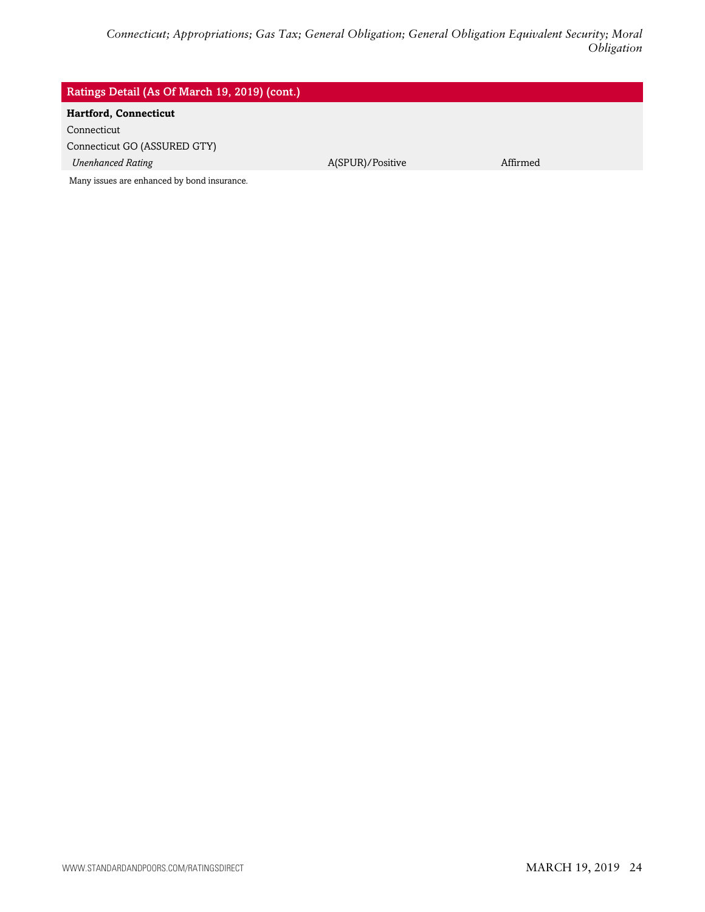| Ratings Detail (As Of March 19, 2019) (cont.) | | |
|---|---|---|
| **Hartford, Connecticut** | | |
| Connecticut | | |
| Connecticut GO (ASSURED GTY) | | |
| *Unenhanced Rating* | A(SPUR)/Positive | Affirmed |

Many issues are enhanced by bond insurance.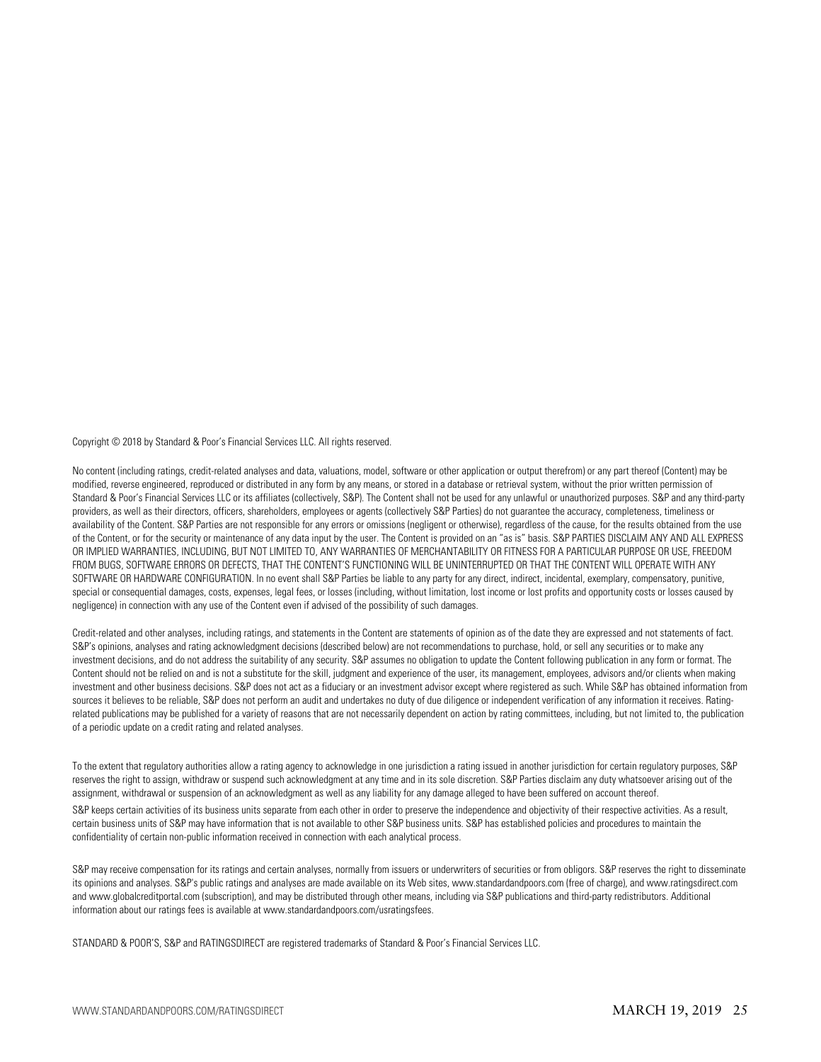Copyright © 2018 by Standard & Poor's Financial Services LLC. All rights reserved.

No content (including ratings, credit-related analyses and data, valuations, model, software or other application or output therefrom) or any part thereof (Content) may be modified, reverse engineered, reproduced or distributed in any form by any means, or stored in a database or retrieval system, without the prior written permission of Standard & Poor's Financial Services LLC or its affiliates (collectively, S&P). The Content shall not be used for any unlawful or unauthorized purposes. S&P and any third-party providers, as well as their directors, officers, shareholders, employees or agents (collectively S&P Parties) do not guarantee the accuracy, completeness, timeliness or availability of the Content. S&P Parties are not responsible for any errors or omissions (negligent or otherwise), regardless of the cause, for the results obtained from the use of the Content, or for the security or maintenance of any data input by the user. The Content is provided on an "as is" basis. S&P PARTIES DISCLAIM ANY AND ALL EXPRESS OR IMPLIED WARRANTIES, INCLUDING, BUT NOT LIMITED TO, ANY WARRANTIES OF MERCHANTABILITY OR FITNESS FOR A PARTICULAR PURPOSE OR USE, FREEDOM FROM BUGS, SOFTWARE ERRORS OR DEFECTS, THAT THE CONTENT'S FUNCTIONING WILL BE UNINTERRUPTED OR THAT THE CONTENT WILL OPERATE WITH ANY SOFTWARE OR HARDWARE CONFIGURATION. In no event shall S&P Parties be liable to any party for any direct, indirect, incidental, exemplary, compensatory, punitive, special or consequential damages, costs, expenses, legal fees, or losses (including, without limitation, lost income or lost profits and opportunity costs or losses caused by negligence) in connection with any use of the Content even if advised of the possibility of such damages.

Credit-related and other analyses, including ratings, and statements in the Content are statements of opinion as of the date they are expressed and not statements of fact. S&P's opinions, analyses and rating acknowledgment decisions (described below) are not recommendations to purchase, hold, or sell any securities or to make any investment decisions, and do not address the suitability of any security. S&P assumes no obligation to update the Content following publication in any form or format. The Content should not be relied on and is not a substitute for the skill, judgment and experience of the user, its management, employees, advisors and/or clients when making investment and other business decisions. S&P does not act as a fiduciary or an investment advisor except where registered as such. While S&P has obtained information from sources it believes to be reliable, S&P does not perform an audit and undertakes no duty of due diligence or independent verification of any information it receives. Rating-related publications may be published for a variety of reasons that are not necessarily dependent on action by rating committees, including, but not limited to, the publication of a periodic update on a credit rating and related analyses.

To the extent that regulatory authorities allow a rating agency to acknowledge in one jurisdiction a rating issued in another jurisdiction for certain regulatory purposes, S&P reserves the right to assign, withdraw or suspend such acknowledgment at any time and in its sole discretion. S&P Parties disclaim any duty whatsoever arising out of the assignment, withdrawal or suspension of an acknowledgment as well as any liability for any damage alleged to have been suffered on account thereof.

S&P keeps certain activities of its business units separate from each other in order to preserve the independence and objectivity of their respective activities. As a result, certain business units of S&P may have information that is not available to other S&P business units. S&P has established policies and procedures to maintain the confidentiality of certain non-public information received in connection with each analytical process.

S&P may receive compensation for its ratings and certain analyses, normally from issuers or underwriters of securities or from obligors. S&P reserves the right to disseminate its opinions and analyses. S&P's public ratings and analyses are made available on its Web sites, www.standardandpoors.com (free of charge), and www.ratingsdirect.com and www.globalcreditportal.com (subscription), and may be distributed through other means, including via S&P publications and third-party redistributors. Additional information about our ratings fees is available at www.standardandpoors.com/usratingsfees.

STANDARD & POOR'S, S&P and RATINGSDIRECT are registered trademarks of Standard & Poor's Financial Services LLC.